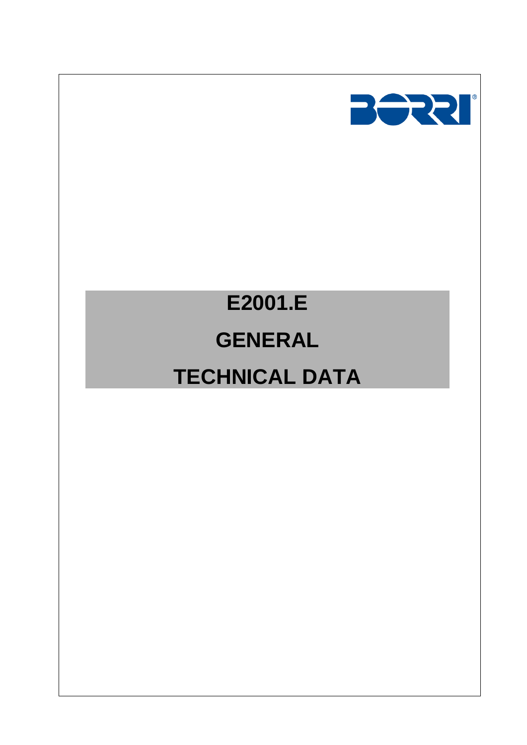# E2001.E

# GENERAL

# TECHNICAL DATA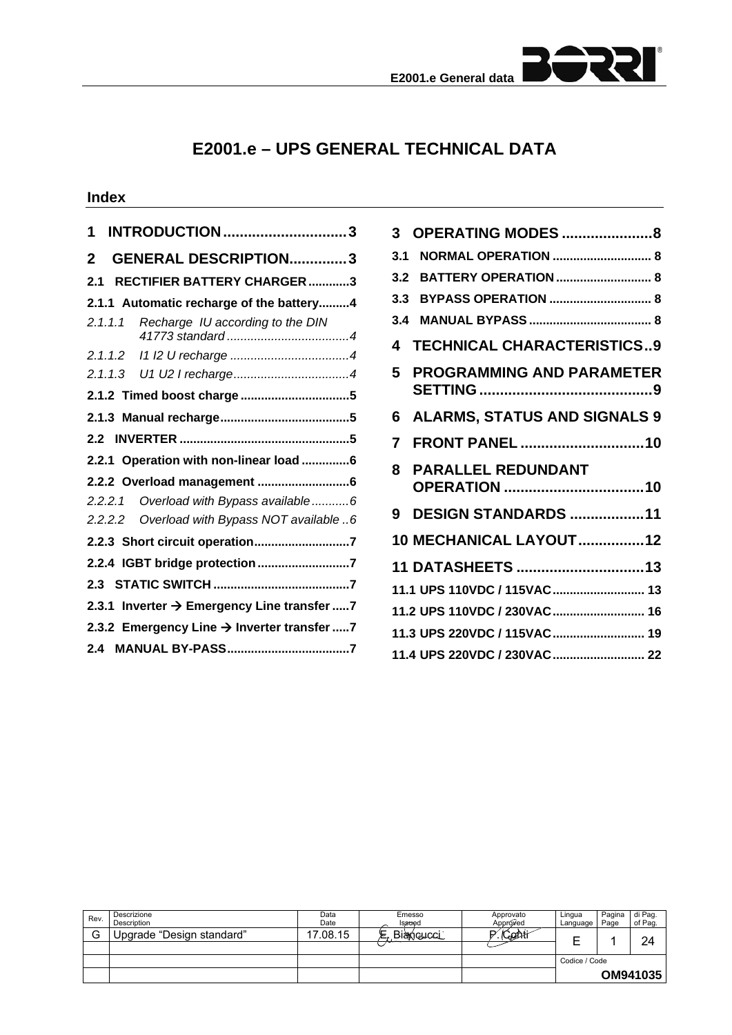# E2001.e – UPS GENERAL TECHNICAL DATA

## Index

**1 INTRODUCTION .............................. 3**

**2 GENERAL DESCRIPTION.............. 3**

**2.1 RECTIFIER BATTERY CHARGER ............ 3**

**2.1.1 Automatic recharge of the battery......... 4**

*2.1.1.1 Recharge IU according to the DIN 41773 standard ................................... 4*

*2.1.1.2 I1 I2 U recharge .................................. 4*

*2.1.1.3 U1 U2 I recharge.................................. 4*

**2.1.2 Timed boost charge ................................ 5**

**2.1.3 Manual recharge...................................... 5**

**2.2 INVERTER .................................................. 5**

**2.2.1 Operation with non-linear load .............. 6**

**2.2.2 Overload management ........................... 6**

*2.2.2.1 Overload with Bypass available ........... 6*

*2.2.2.2 Overload with Bypass NOT available .. 6*

**2.2.3 Short circuit operation............................ 7**

**2.2.4 IGBT bridge protection ........................... 7**

**2.3 STATIC SWITCH ........................................ 7**

**2.3.1 Inverter → Emergency Line transfer ..... 7**

**2.3.2 Emergency Line → Inverter transfer ..... 7**

**2.4 MANUAL BY-PASS.................................... 7**

**3 OPERATING MODES ...................... 8**

**3.1 NORMAL OPERATION ............................. 8**

**3.2 BATTERY OPERATION ............................ 8**

**3.3 BYPASS OPERATION .............................. 8**

**3.4 MANUAL BYPASS .................................... 8**

**4 TECHNICAL CHARACTERISTICS.. 9**

**5 PROGRAMMING AND PARAMETER SETTING ........................................... 9**

**6 ALARMS, STATUS AND SIGNALS 9**

**7 FRONT PANEL .............................. 10**

**8 PARALLEL REDUNDANT OPERATION .................................. 10**

**9 DESIGN STANDARDS .................. 11**

**10 MECHANICAL LAYOUT ................ 12**

**11 DATASHEETS ............................... 13**

**11.1 UPS 110VDC / 115VAC ........................... 13**

**11.2 UPS 110VDC / 230VAC ........................... 16**

**11.3 UPS 220VDC / 115VAC ........................... 19**

**11.4 UPS 220VDC / 230VAC ........................... 22**

| Rev. | Descrizione / Description | Data / Date | Emesso / Issued | Approvato / Approved | Lingua / Language | Pagina / Page | di Pag. / of Pag. |
|---|---|---|---|---|---|---|---|
| G | Upgrade "Design standard" | 17.08.15 | E. Biancucci | P. Conti | E | 1 | 24 |
| | | | | | Codice / Code | | |
| | | | | | OM941035 | | |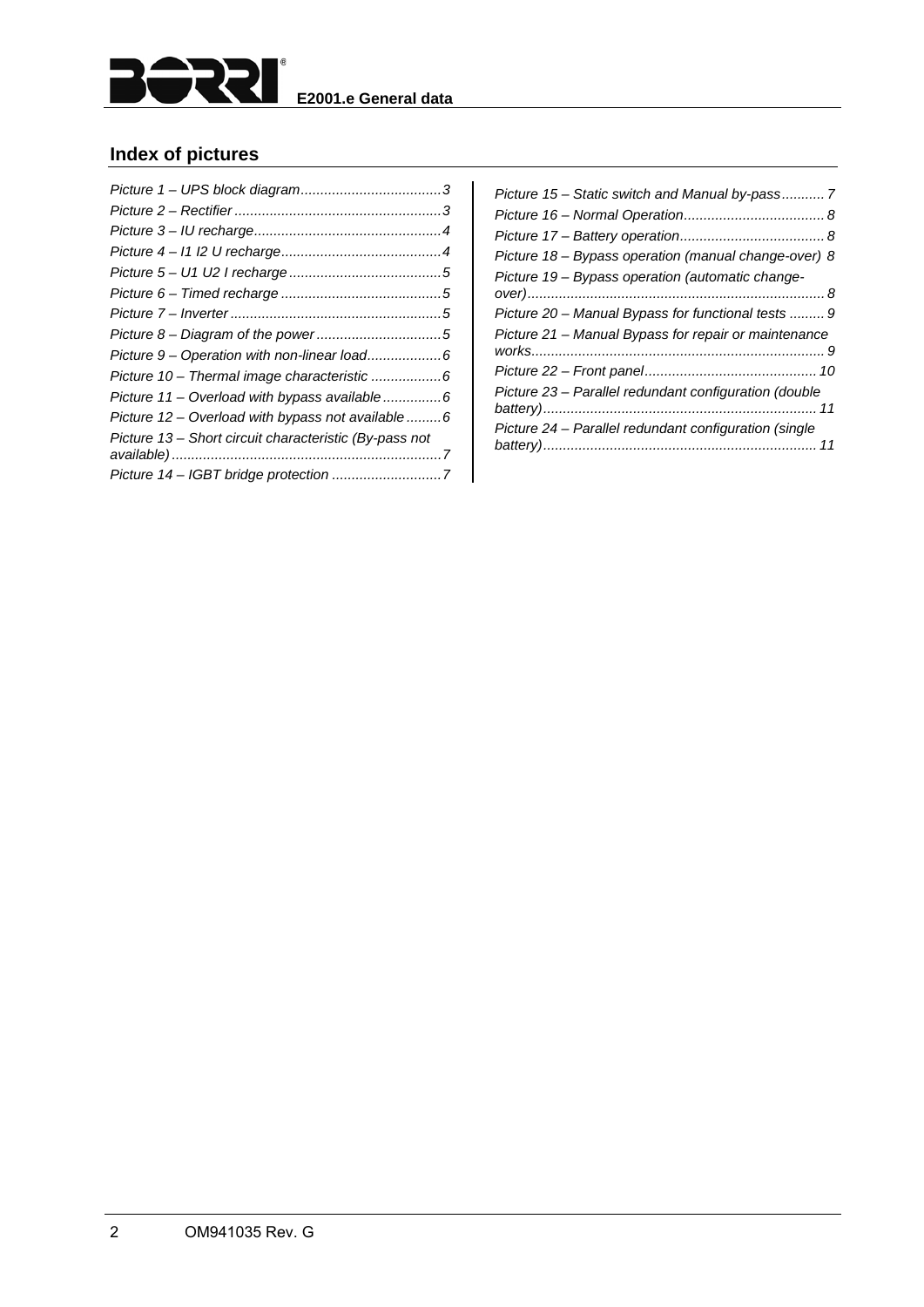## Index of pictures

*Picture 1 – UPS block diagram....................................3*
*Picture 2 – Rectifier....................................................3*
*Picture 3 – IU recharge...............................................4*
*Picture 4 – I1 I2 U recharge.........................................4*
*Picture 5 – U1 U2 I recharge.......................................5*
*Picture 6 – Timed recharge.........................................5*
*Picture 7 – Inverter.....................................................5*
*Picture 8 – Diagram of the power................................5*
*Picture 9 – Operation with non-linear load...................6*
*Picture 10 – Thermal image characteristic..................6*
*Picture 11 – Overload with bypass available...............6*
*Picture 12 – Overload with bypass not available.........6*
*Picture 13 – Short circuit characteristic (By-pass not available)....................................................................7*
*Picture 14 – IGBT bridge protection............................7*
*Picture 15 – Static switch and Manual by-pass...........7*
*Picture 16 – Normal Operation....................................8*
*Picture 17 – Battery operation.....................................8*
*Picture 18 – Bypass operation (manual change-over) 8*
*Picture 19 – Bypass operation (automatic change-over)...........................................................................8*
*Picture 20 – Manual Bypass for functional tests.........9*
*Picture 21 – Manual Bypass for repair or maintenance works..........................................................................9*
*Picture 22 – Front panel............................................10*
*Picture 23 – Parallel redundant configuration (double battery)......................................................................11*
*Picture 24 – Parallel redundant configuration (single battery)......................................................................11*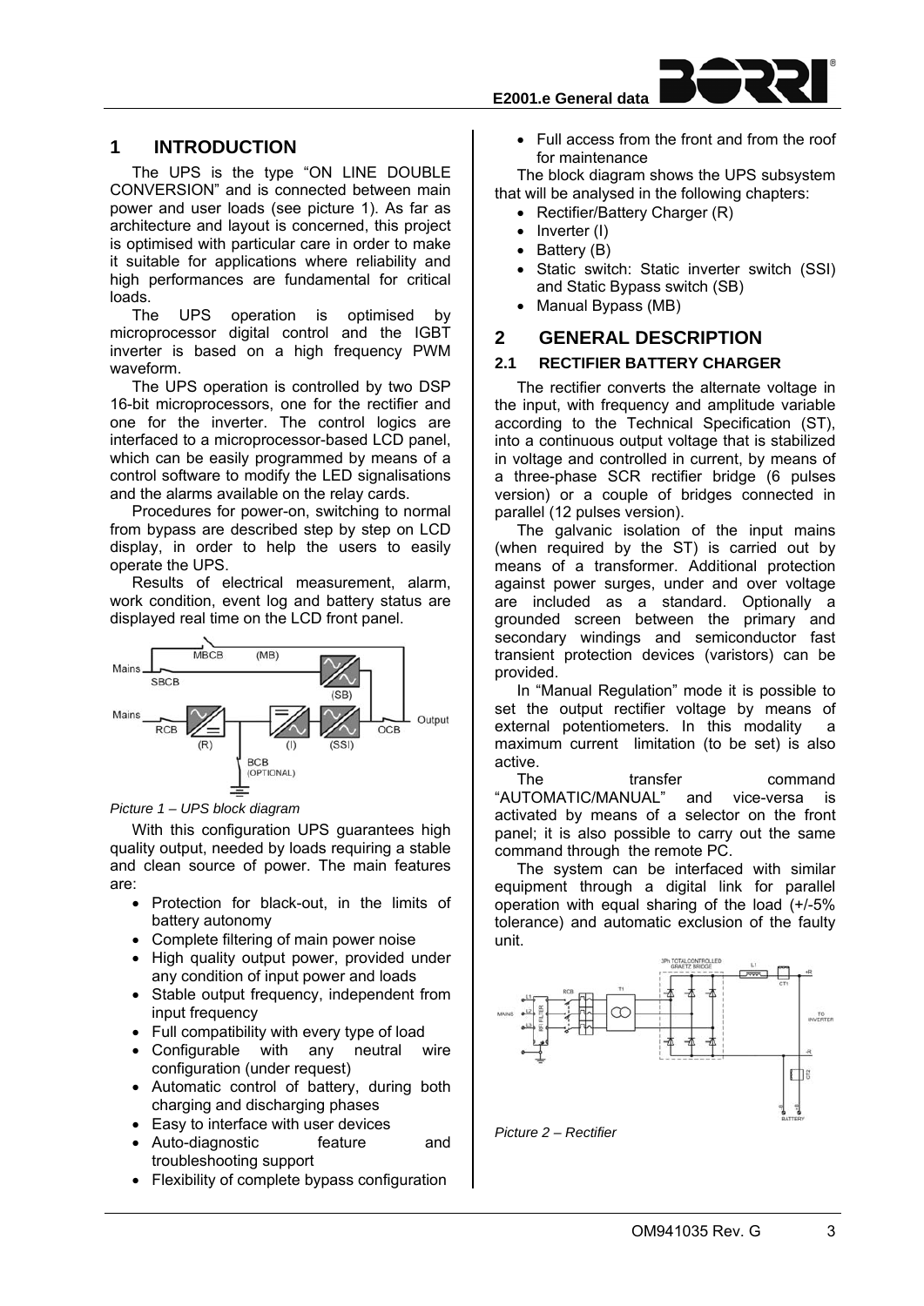# 1 INTRODUCTION

The UPS is the type "ON LINE DOUBLE CONVERSION" and is connected between main power and user loads (see picture 1). As far as architecture and layout is concerned, this project is optimised with particular care in order to make it suitable for applications where reliability and high performances are fundamental for critical loads.

The UPS operation is optimised by microprocessor digital control and the IGBT inverter is based on a high frequency PWM waveform.

The UPS operation is controlled by two DSP 16-bit microprocessors, one for the rectifier and one for the inverter. The control logics are interfaced to a microprocessor-based LCD panel, which can be easily programmed by means of a control software to modify the LED signalisations and the alarms available on the relay cards.

Procedures for power-on, switching to normal from bypass are described step by step on LCD display, in order to help the users to easily operate the UPS.

Results of electrical measurement, alarm, work condition, event log and battery status are displayed real time on the LCD front panel.

*Picture 1 – UPS block diagram*

With this configuration UPS guarantees high quality output, needed by loads requiring a stable and clean source of power. The main features are:

- Protection for black-out, in the limits of battery autonomy
- Complete filtering of main power noise
- High quality output power, provided under any condition of input power and loads
- Stable output frequency, independent from input frequency
- Full compatibility with every type of load
- Configurable with any neutral wire configuration (under request)
- Automatic control of battery, during both charging and discharging phases
- Easy to interface with user devices
- Auto-diagnostic feature and troubleshooting support
- Flexibility of complete bypass configuration
- Full access from the front and from the roof for maintenance

The block diagram shows the UPS subsystem that will be analysed in the following chapters:

- Rectifier/Battery Charger (R)
- Inverter (I)
- Battery (B)
- Static switch: Static inverter switch (SSI) and Static Bypass switch (SB)
- Manual Bypass (MB)

# 2 GENERAL DESCRIPTION

## 2.1 RECTIFIER BATTERY CHARGER

The rectifier converts the alternate voltage in the input, with frequency and amplitude variable according to the Technical Specification (ST), into a continuous output voltage that is stabilized in voltage and controlled in current, by means of a three-phase SCR rectifier bridge (6 pulses version) or a couple of bridges connected in parallel (12 pulses version).

The galvanic isolation of the input mains (when required by the ST) is carried out by means of a transformer. Additional protection against power surges, under and over voltage are included as a standard. Optionally a grounded screen between the primary and secondary windings and semiconductor fast transient protection devices (varistors) can be provided.

In "Manual Regulation" mode it is possible to set the output rectifier voltage by means of external potentiometers. In this modality a maximum current limitation (to be set) is also active.

The transfer command "AUTOMATIC/MANUAL" and vice-versa is activated by means of a selector on the front panel; it is also possible to carry out the same command through the remote PC.

The system can be interfaced with similar equipment through a digital link for parallel operation with equal sharing of the load (+/-5% tolerance) and automatic exclusion of the faulty unit.

*Picture 2 – Rectifier*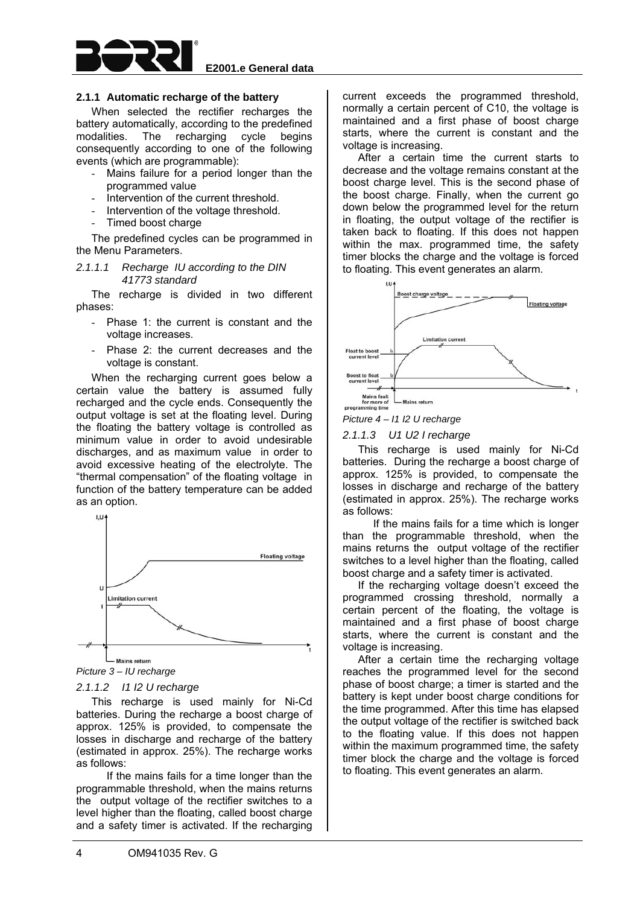### 2.1.1 Automatic recharge of the battery

When selected the rectifier recharges the battery automatically, according to the predefined modalities. The recharging cycle begins consequently according to one of the following events (which are programmable):

- Mains failure for a period longer than the programmed value
- Intervention of the current threshold.
- Intervention of the voltage threshold.
- Timed boost charge

The predefined cycles can be programmed in the Menu Parameters.

#### *2.1.1.1 Recharge IU according to the DIN 41773 standard*

The recharge is divided in two different phases:

- Phase 1: the current is constant and the voltage increases.
- Phase 2: the current decreases and the voltage is constant.

When the recharging current goes below a certain value the battery is assumed fully recharged and the cycle ends. Consequently the output voltage is set at the floating level. During the floating the battery voltage is controlled as minimum value in order to avoid undesirable discharges, and as maximum value in order to avoid excessive heating of the electrolyte. The "thermal compensation" of the floating voltage in function of the battery temperature can be added as an option.

*Picture 3 – IU recharge*

#### *2.1.1.2 I1 I2 U recharge*

This recharge is used mainly for Ni-Cd batteries. During the recharge a boost charge of approx. 125% is provided, to compensate the losses in discharge and recharge of the battery (estimated in approx. 25%). The recharge works as follows:

If the mains fails for a time longer than the programmable threshold, when the mains returns the output voltage of the rectifier switches to a level higher than the floating, called boost charge and a safety timer is activated. If the recharging current exceeds the programmed threshold, normally a certain percent of C10, the voltage is maintained and a first phase of boost charge starts, where the current is constant and the voltage is increasing.

After a certain time the current starts to decrease and the voltage remains constant at the boost charge level. This is the second phase of the boost charge. Finally, when the current go down below the programmed level for the return in floating, the output voltage of the rectifier is taken back to floating. If this does not happen within the max. programmed time, the safety timer blocks the charge and the voltage is forced to floating. This event generates an alarm.

*Picture 4 – I1 I2 U recharge*

#### *2.1.1.3 U1 U2 I recharge*

This recharge is used mainly for Ni-Cd batteries. During the recharge a boost charge of approx. 125% is provided, to compensate the losses in discharge and recharge of the battery (estimated in approx. 25%). The recharge works as follows:

If the mains fails for a time which is longer than the programmable threshold, when the mains returns the output voltage of the rectifier switches to a level higher than the floating, called boost charge and a safety timer is activated.

If the recharging voltage doesn't exceed the programmed crossing threshold, normally a certain percent of the floating, the voltage is maintained and a first phase of boost charge starts, where the current is constant and the voltage is increasing.

After a certain time the recharging voltage reaches the programmed level for the second phase of boost charge; a timer is started and the battery is kept under boost charge conditions for the time programmed. After this time has elapsed the output voltage of the rectifier is switched back to the floating value. If this does not happen within the maximum programmed time, the safety timer block the charge and the voltage is forced to floating. This event generates an alarm.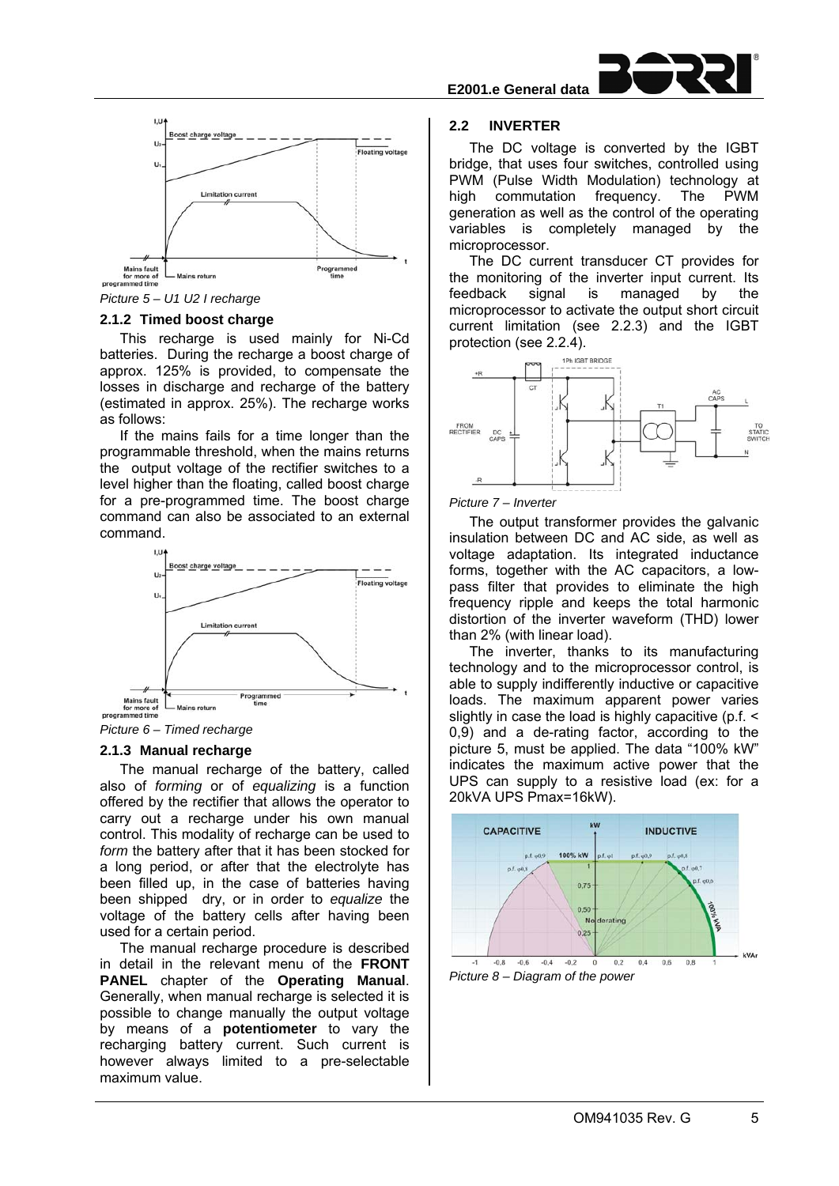Picture 5 – U1 U2 I recharge

### 2.1.2 Timed boost charge

This recharge is used mainly for Ni-Cd batteries. During the recharge a boost charge of approx. 125% is provided, to compensate the losses in discharge and recharge of the battery (estimated in approx. 25%). The recharge works as follows:

If the mains fails for a time longer than the programmable threshold, when the mains returns the output voltage of the rectifier switches to a level higher than the floating, called boost charge for a pre-programmed time. The boost charge command can also be associated to an external command.

Picture 6 – Timed recharge

### 2.1.3 Manual recharge

The manual recharge of the battery, called also of *forming* or of *equalizing* is a function offered by the rectifier that allows the operator to carry out a recharge under his own manual control. This modality of recharge can be used to *form* the battery after that it has been stocked for a long period, or after that the electrolyte has been filled up, in the case of batteries having been shipped dry, or in order to *equalize* the voltage of the battery cells after having been used for a certain period.

The manual recharge procedure is described in detail in the relevant menu of the **FRONT PANEL** chapter of the **Operating Manual**. Generally, when manual recharge is selected it is possible to change manually the output voltage by means of a **potentiometer** to vary the recharging battery current. Such current is however always limited to a pre-selectable maximum value.

## 2.2 INVERTER

The DC voltage is converted by the IGBT bridge, that uses four switches, controlled using PWM (Pulse Width Modulation) technology at high commutation frequency. The PWM generation as well as the control of the operating variables is completely managed by the microprocessor.

The DC current transducer CT provides for the monitoring of the inverter input current. Its feedback signal is managed by the microprocessor to activate the output short circuit current limitation (see 2.2.3) and the IGBT protection (see 2.2.4).

Picture 7 – Inverter

The output transformer provides the galvanic insulation between DC and AC side, as well as voltage adaptation. Its integrated inductance forms, together with the AC capacitors, a low-pass filter that provides to eliminate the high frequency ripple and keeps the total harmonic distortion of the inverter waveform (THD) lower than 2% (with linear load).

The inverter, thanks to its manufacturing technology and to the microprocessor control, is able to supply indifferently inductive or capacitive loads. The maximum apparent power varies slightly in case the load is highly capacitive (p.f. < 0,9) and a de-rating factor, according to the picture 5, must be applied. The data "100% kW" indicates the maximum active power that the UPS can supply to a resistive load (ex: for a 20kVA UPS Pmax=16kW).

Picture 8 – Diagram of the power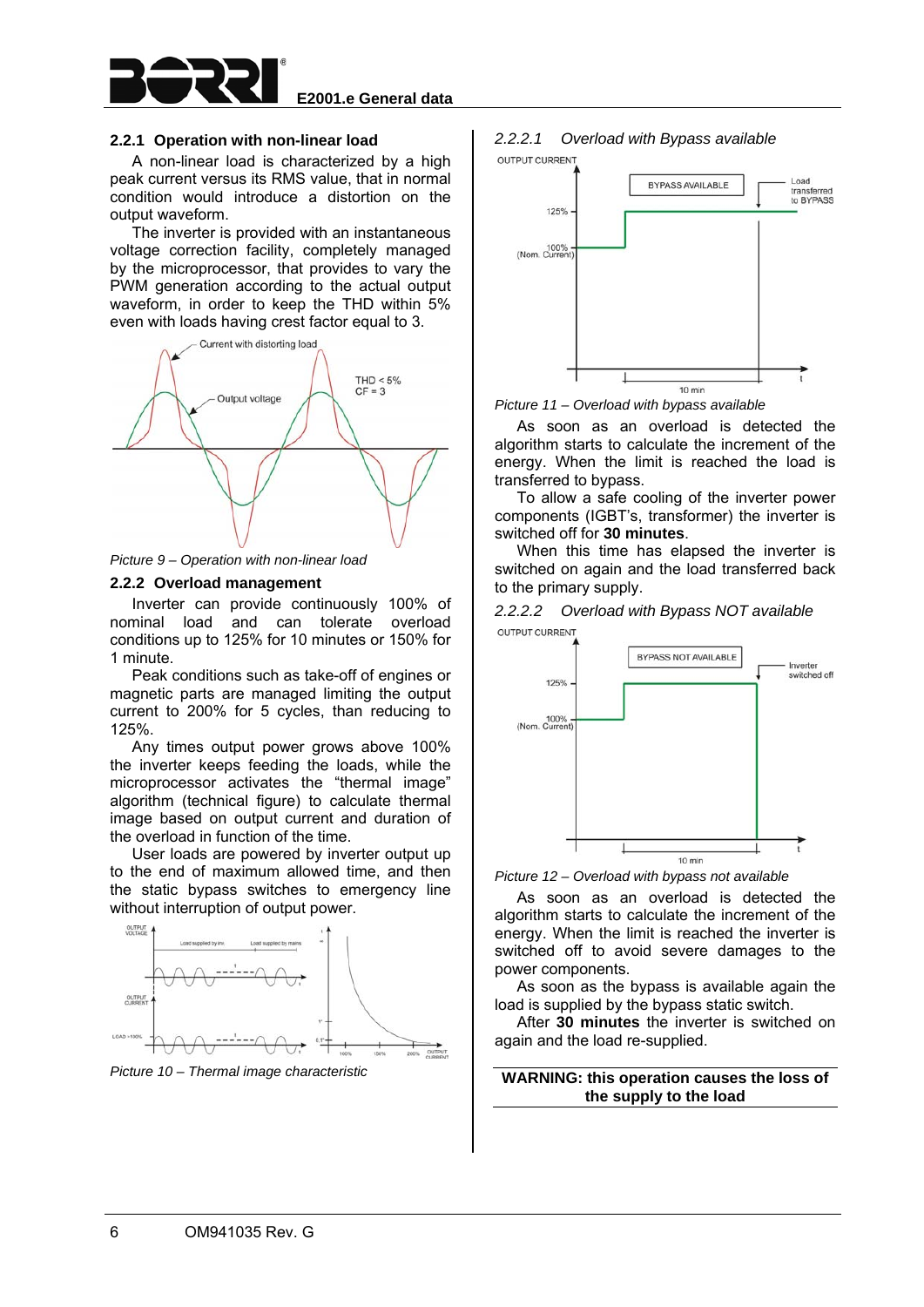### 2.2.1 Operation with non-linear load

A non-linear load is characterized by a high peak current versus its RMS value, that in normal condition would introduce a distortion on the output waveform.

The inverter is provided with an instantaneous voltage correction facility, completely managed by the microprocessor, that provides to vary the PWM generation according to the actual output waveform, in order to keep the THD within 5% even with loads having crest factor equal to 3.

*Picture 9 – Operation with non-linear load*

### 2.2.2 Overload management

Inverter can provide continuously 100% of nominal load and can tolerate overload conditions up to 125% for 10 minutes or 150% for 1 minute.

Peak conditions such as take-off of engines or magnetic parts are managed limiting the output current to 200% for 5 cycles, than reducing to 125%.

Any times output power grows above 100% the inverter keeps feeding the loads, while the microprocessor activates the "thermal image" algorithm (technical figure) to calculate thermal image based on output current and duration of the overload in function of the time.

User loads are powered by inverter output up to the end of maximum allowed time, and then the static bypass switches to emergency line without interruption of output power.

*Picture 10 – Thermal image characteristic*

#### 2.2.2.1 Overload with Bypass available

*Picture 11 – Overload with bypass available*

As soon as an overload is detected the algorithm starts to calculate the increment of the energy. When the limit is reached the load is transferred to bypass.

To allow a safe cooling of the inverter power components (IGBT's, transformer) the inverter is switched off for **30 minutes**.

When this time has elapsed the inverter is switched on again and the load transferred back to the primary supply.

#### 2.2.2.2 Overload with Bypass NOT available

*Picture 12 – Overload with bypass not available*

As soon as an overload is detected the algorithm starts to calculate the increment of the energy. When the limit is reached the inverter is switched off to avoid severe damages to the power components.

As soon as the bypass is available again the load is supplied by the bypass static switch.

After **30 minutes** the inverter is switched on again and the load re-supplied.

**WARNING: this operation causes the loss of the supply to the load**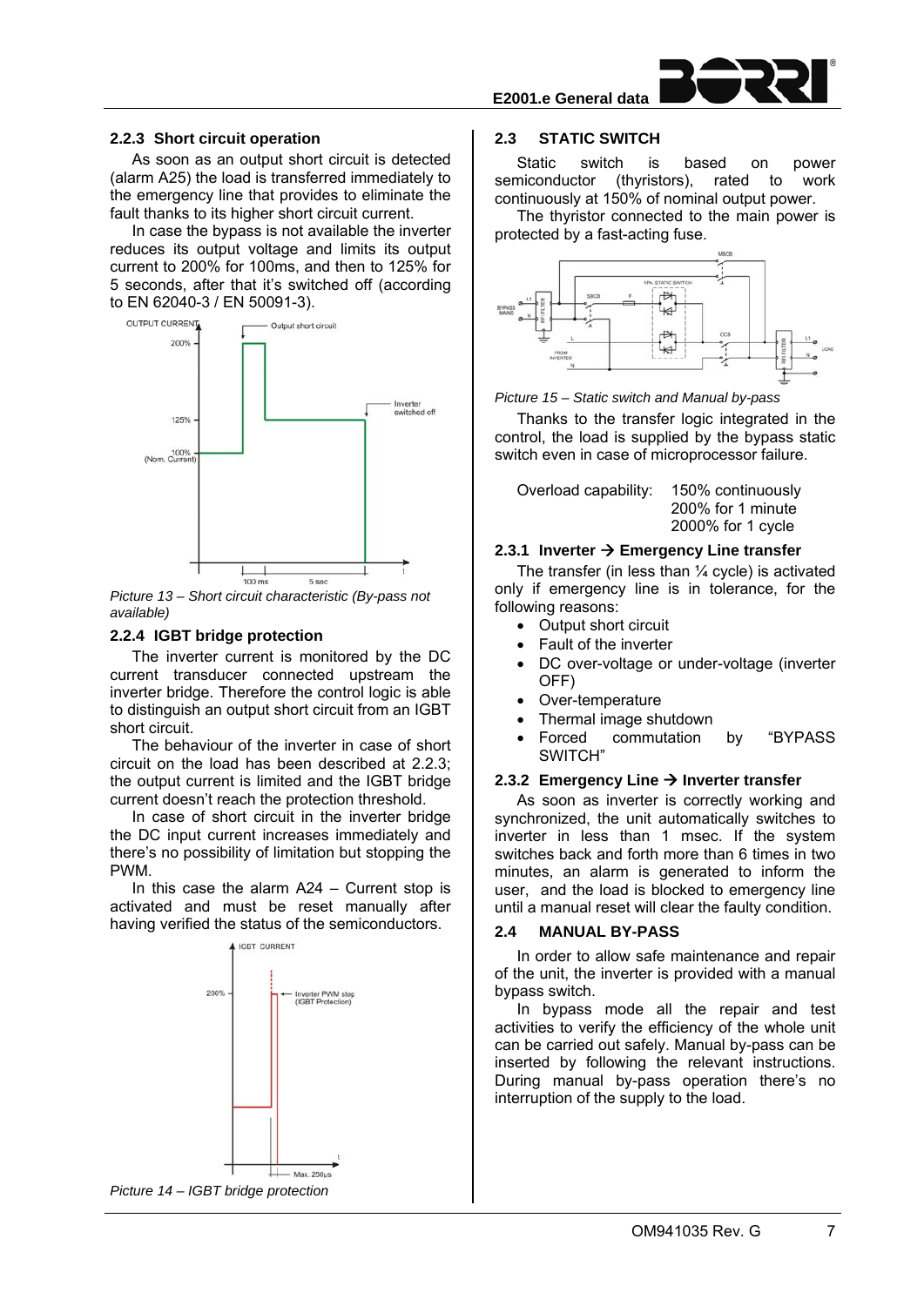### 2.2.3 Short circuit operation

As soon as an output short circuit is detected (alarm A25) the load is transferred immediately to the emergency line that provides to eliminate the fault thanks to its higher short circuit current.

In case the bypass is not available the inverter reduces its output voltage and limits its output current to 200% for 100ms, and then to 125% for 5 seconds, after that it's switched off (according to EN 62040-3 / EN 50091-3).

*Picture 13 – Short circuit characteristic (By-pass not available)*

### 2.2.4 IGBT bridge protection

The inverter current is monitored by the DC current transducer connected upstream the inverter bridge. Therefore the control logic is able to distinguish an output short circuit from an IGBT short circuit.

The behaviour of the inverter in case of short circuit on the load has been described at 2.2.3; the output current is limited and the IGBT bridge current doesn't reach the protection threshold.

In case of short circuit in the inverter bridge the DC input current increases immediately and there's no possibility of limitation but stopping the PWM.

In this case the alarm A24 – Current stop is activated and must be reset manually after having verified the status of the semiconductors.

*Picture 14 – IGBT bridge protection*

## 2.3 STATIC SWITCH

Static switch is based on power semiconductor (thyristors), rated to work continuously at 150% of nominal output power.

The thyristor connected to the main power is protected by a fast-acting fuse.

*Picture 15 – Static switch and Manual by-pass*

Thanks to the transfer logic integrated in the control, the load is supplied by the bypass static switch even in case of microprocessor failure.

Overload capability: 150% continuously
200% for 1 minute
2000% for 1 cycle

### 2.3.1 Inverter → Emergency Line transfer

The transfer (in less than ¼ cycle) is activated only if emergency line is in tolerance, for the following reasons:

- Output short circuit
- Fault of the inverter
- DC over-voltage or under-voltage (inverter OFF)
- Over-temperature
- Thermal image shutdown
- Forced commutation by "BYPASS SWITCH"

### 2.3.2 Emergency Line → Inverter transfer

As soon as inverter is correctly working and synchronized, the unit automatically switches to inverter in less than 1 msec. If the system switches back and forth more than 6 times in two minutes, an alarm is generated to inform the user, and the load is blocked to emergency line until a manual reset will clear the faulty condition.

## 2.4 MANUAL BY-PASS

In order to allow safe maintenance and repair of the unit, the inverter is provided with a manual bypass switch.

In bypass mode all the repair and test activities to verify the efficiency of the whole unit can be carried out safely. Manual by-pass can be inserted by following the relevant instructions. During manual by-pass operation there's no interruption of the supply to the load.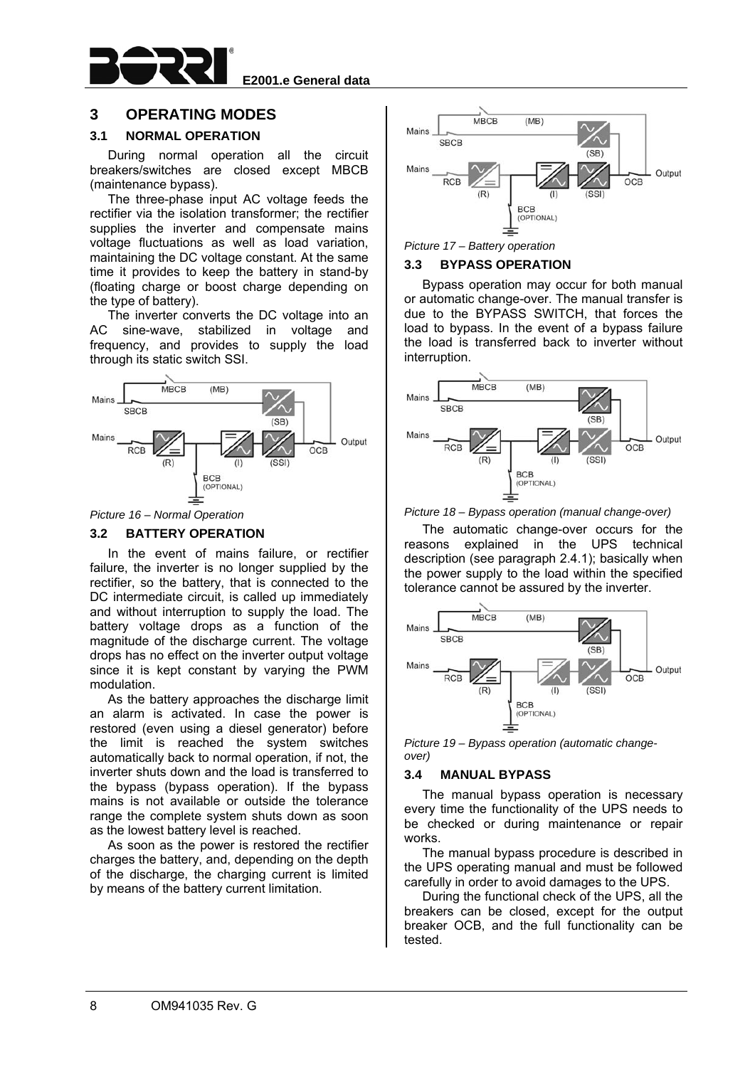# 3 OPERATING MODES

## 3.1 NORMAL OPERATION

During normal operation all the circuit breakers/switches are closed except MBCB (maintenance bypass).

The three-phase input AC voltage feeds the rectifier via the isolation transformer; the rectifier supplies the inverter and compensate mains voltage fluctuations as well as load variation, maintaining the DC voltage constant. At the same time it provides to keep the battery in stand-by (floating charge or boost charge depending on the type of battery).

The inverter converts the DC voltage into an AC sine-wave, stabilized in voltage and frequency, and provides to supply the load through its static switch SSI.

*Picture 16 – Normal Operation*

## 3.2 BATTERY OPERATION

In the event of mains failure, or rectifier failure, the inverter is no longer supplied by the rectifier, so the battery, that is connected to the DC intermediate circuit, is called up immediately and without interruption to supply the load. The battery voltage drops as a function of the magnitude of the discharge current. The voltage drops has no effect on the inverter output voltage since it is kept constant by varying the PWM modulation.

As the battery approaches the discharge limit an alarm is activated. In case the power is restored (even using a diesel generator) before the limit is reached the system switches automatically back to normal operation, if not, the inverter shuts down and the load is transferred to the bypass (bypass operation). If the bypass mains is not available or outside the tolerance range the complete system shuts down as soon as the lowest battery level is reached.

As soon as the power is restored the rectifier charges the battery, and, depending on the depth of the discharge, the charging current is limited by means of the battery current limitation.

*Picture 17 – Battery operation*

## 3.3 BYPASS OPERATION

Bypass operation may occur for both manual or automatic change-over. The manual transfer is due to the BYPASS SWITCH, that forces the load to bypass. In the event of a bypass failure the load is transferred back to inverter without interruption.

*Picture 18 – Bypass operation (manual change-over)*

The automatic change-over occurs for the reasons explained in the UPS technical description (see paragraph 2.4.1); basically when the power supply to the load within the specified tolerance cannot be assured by the inverter.

*Picture 19 – Bypass operation (automatic change-over)*

## 3.4 MANUAL BYPASS

The manual bypass operation is necessary every time the functionality of the UPS needs to be checked or during maintenance or repair works.

The manual bypass procedure is described in the UPS operating manual and must be followed carefully in order to avoid damages to the UPS.

During the functional check of the UPS, all the breakers can be closed, except for the output breaker OCB, and the full functionality can be tested.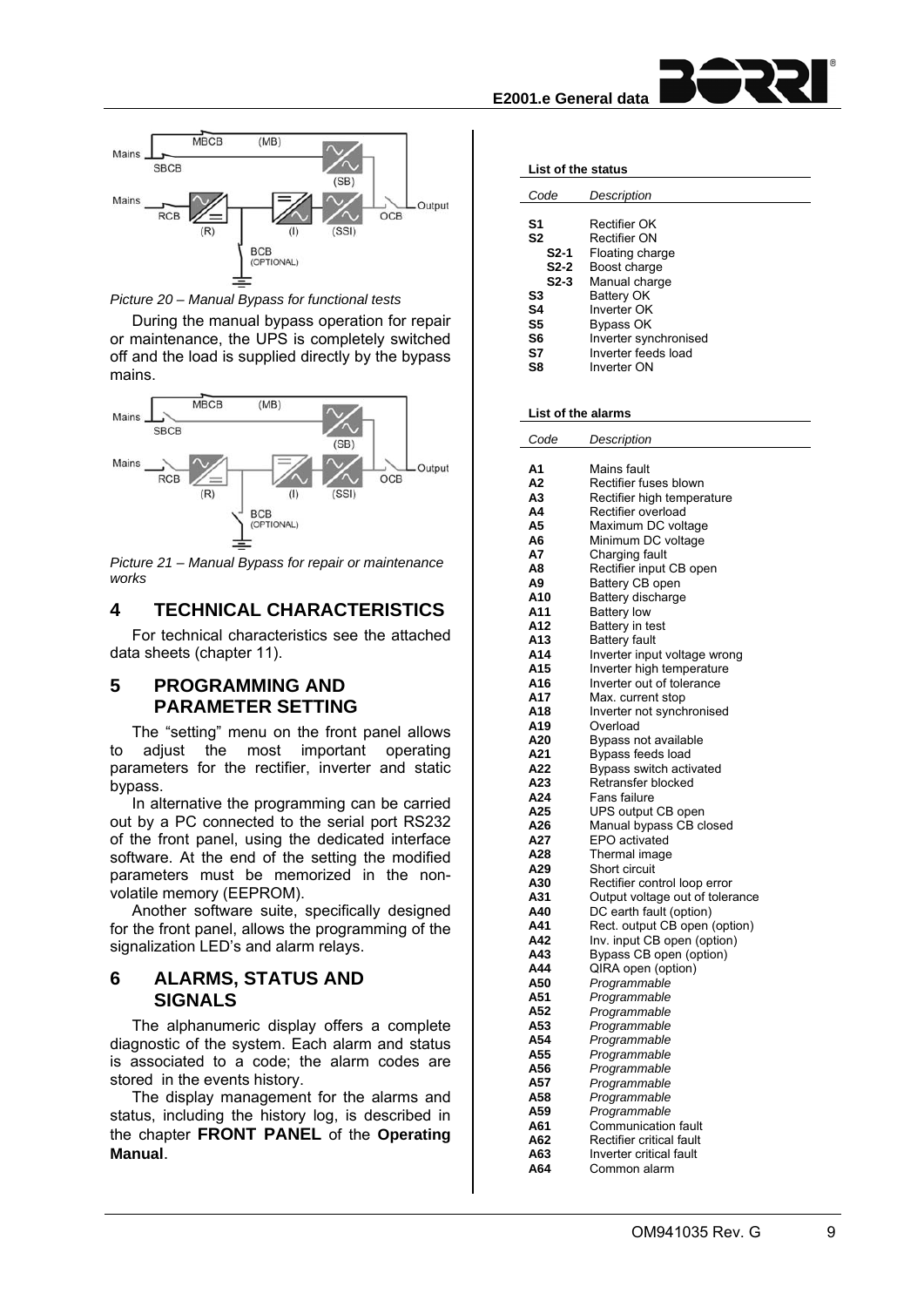*Picture 20 – Manual Bypass for functional tests*

During the manual bypass operation for repair or maintenance, the UPS is completely switched off and the load is supplied directly by the bypass mains.

*Picture 21 – Manual Bypass for repair or maintenance works*

# 4 TECHNICAL CHARACTERISTICS

For technical characteristics see the attached data sheets (chapter 11).

# 5 PROGRAMMING AND PARAMETER SETTING

The "setting" menu on the front panel allows to adjust the most important operating parameters for the rectifier, inverter and static bypass.

In alternative the programming can be carried out by a PC connected to the serial port RS232 of the front panel, using the dedicated interface software. At the end of the setting the modified parameters must be memorized in the non-volatile memory (EEPROM).

Another software suite, specifically designed for the front panel, allows the programming of the signalization LED's and alarm relays.

# 6 ALARMS, STATUS AND SIGNALS

The alphanumeric display offers a complete diagnostic of the system. Each alarm and status is associated to a code; the alarm codes are stored in the events history.

The display management for the alarms and status, including the history log, is described in the chapter **FRONT PANEL** of the **Operating Manual**.

**List of the status**

| *Code* | *Description* |
|---|---|
| **S1** | Rectifier OK |
| **S2** | Rectifier ON |
| **S2-1** | Floating charge |
| **S2-2** | Boost charge |
| **S2-3** | Manual charge |
| **S3** | Battery OK |
| **S4** | Inverter OK |
| **S5** | Bypass OK |
| **S6** | Inverter synchronised |
| **S7** | Inverter feeds load |
| **S8** | Inverter ON |

**List of the alarms**

| *Code* | *Description* |
|---|---|
| **A1** | Mains fault |
| **A2** | Rectifier fuses blown |
| **A3** | Rectifier high temperature |
| **A4** | Rectifier overload |
| **A5** | Maximum DC voltage |
| **A6** | Minimum DC voltage |
| **A7** | Charging fault |
| **A8** | Rectifier input CB open |
| **A9** | Battery CB open |
| **A10** | Battery discharge |
| **A11** | Battery low |
| **A12** | Battery in test |
| **A13** | Battery fault |
| **A14** | Inverter input voltage wrong |
| **A15** | Inverter high temperature |
| **A16** | Inverter out of tolerance |
| **A17** | Max. current stop |
| **A18** | Inverter not synchronised |
| **A19** | Overload |
| **A20** | Bypass not available |
| **A21** | Bypass feeds load |
| **A22** | Bypass switch activated |
| **A23** | Retransfer blocked |
| **A24** | Fans failure |
| **A25** | UPS output CB open |
| **A26** | Manual bypass CB closed |
| **A27** | EPO activated |
| **A28** | Thermal image |
| **A29** | Short circuit |
| **A30** | Rectifier control loop error |
| **A31** | Output voltage out of tolerance |
| **A40** | DC earth fault (option) |
| **A41** | Rect. output CB open (option) |
| **A42** | Inv. input CB open (option) |
| **A43** | Bypass CB open (option) |
| **A44** | QIRA open (option) |
| **A50** | *Programmable* |
| **A51** | *Programmable* |
| **A52** | *Programmable* |
| **A53** | *Programmable* |
| **A54** | *Programmable* |
| **A55** | *Programmable* |
| **A56** | *Programmable* |
| **A57** | *Programmable* |
| **A58** | *Programmable* |
| **A59** | *Programmable* |
| **A61** | Communication fault |
| **A62** | Rectifier critical fault |
| **A63** | Inverter critical fault |
| **A64** | Common alarm |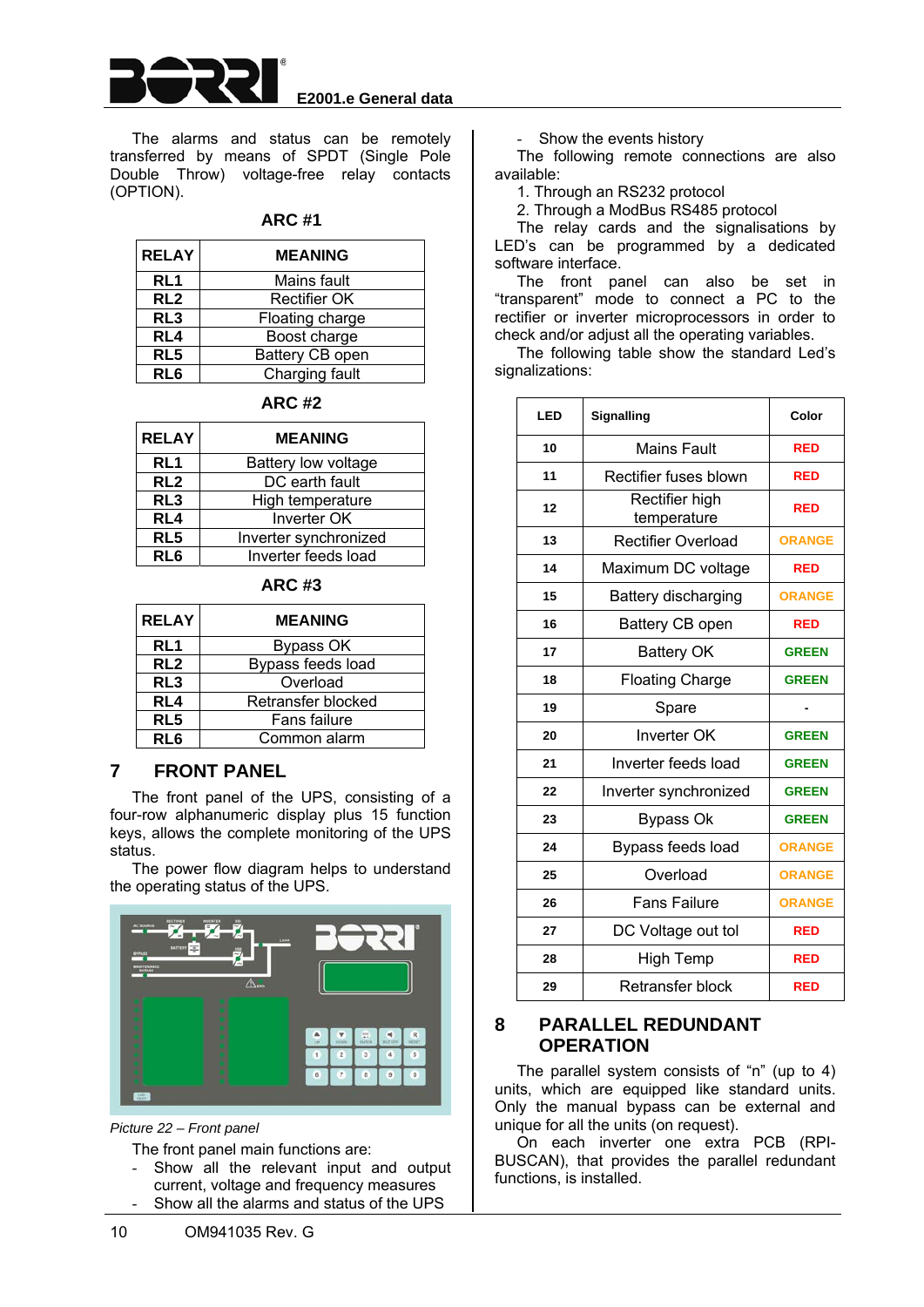The alarms and status can be remotely transferred by means of SPDT (Single Pole Double Throw) voltage-free relay contacts (OPTION).

**ARC #1**

| RELAY | MEANING |
|---|---|
| RL1 | Mains fault |
| RL2 | Rectifier OK |
| RL3 | Floating charge |
| RL4 | Boost charge |
| RL5 | Battery CB open |
| RL6 | Charging fault |

**ARC #2**

| RELAY | MEANING |
|---|---|
| RL1 | Battery low voltage |
| RL2 | DC earth fault |
| RL3 | High temperature |
| RL4 | Inverter OK |
| RL5 | Inverter synchronized |
| RL6 | Inverter feeds load |

**ARC #3**

| RELAY | MEANING |
|---|---|
| RL1 | Bypass OK |
| RL2 | Bypass feeds load |
| RL3 | Overload |
| RL4 | Retransfer blocked |
| RL5 | Fans failure |
| RL6 | Common alarm |

## 7 FRONT PANEL

The front panel of the UPS, consisting of a four-row alphanumeric display plus 15 function keys, allows the complete monitoring of the UPS status.

The power flow diagram helps to understand the operating status of the UPS.

*Picture 22 – Front panel*

The front panel main functions are:

- Show all the relevant input and output current, voltage and frequency measures
- Show all the alarms and status of the UPS
- Show the events history

The following remote connections are also available:

1. Through an RS232 protocol
2. Through a ModBus RS485 protocol

The relay cards and the signalisations by LED's can be programmed by a dedicated software interface.

The front panel can also be set in "transparent" mode to connect a PC to the rectifier or inverter microprocessors in order to check and/or adjust all the operating variables.

The following table show the standard Led's signalizations:

| LED | Signalling | Color |
|---|---|---|
| 10 | Mains Fault | RED |
| 11 | Rectifier fuses blown | RED |
| 12 | Rectifier high temperature | RED |
| 13 | Rectifier Overload | ORANGE |
| 14 | Maximum DC voltage | RED |
| 15 | Battery discharging | ORANGE |
| 16 | Battery CB open | RED |
| 17 | Battery OK | GREEN |
| 18 | Floating Charge | GREEN |
| 19 | Spare | - |
| 20 | Inverter OK | GREEN |
| 21 | Inverter feeds load | GREEN |
| 22 | Inverter synchronized | GREEN |
| 23 | Bypass Ok | GREEN |
| 24 | Bypass feeds load | ORANGE |
| 25 | Overload | ORANGE |
| 26 | Fans Failure | ORANGE |
| 27 | DC Voltage out tol | RED |
| 28 | High Temp | RED |
| 29 | Retransfer block | RED |

## 8 PARALLEL REDUNDANT OPERATION

The parallel system consists of "n" (up to 4) units, which are equipped like standard units. Only the manual bypass can be external and unique for all the units (on request).

On each inverter one extra PCB (RPI-BUSCAN), that provides the parallel redundant functions, is installed.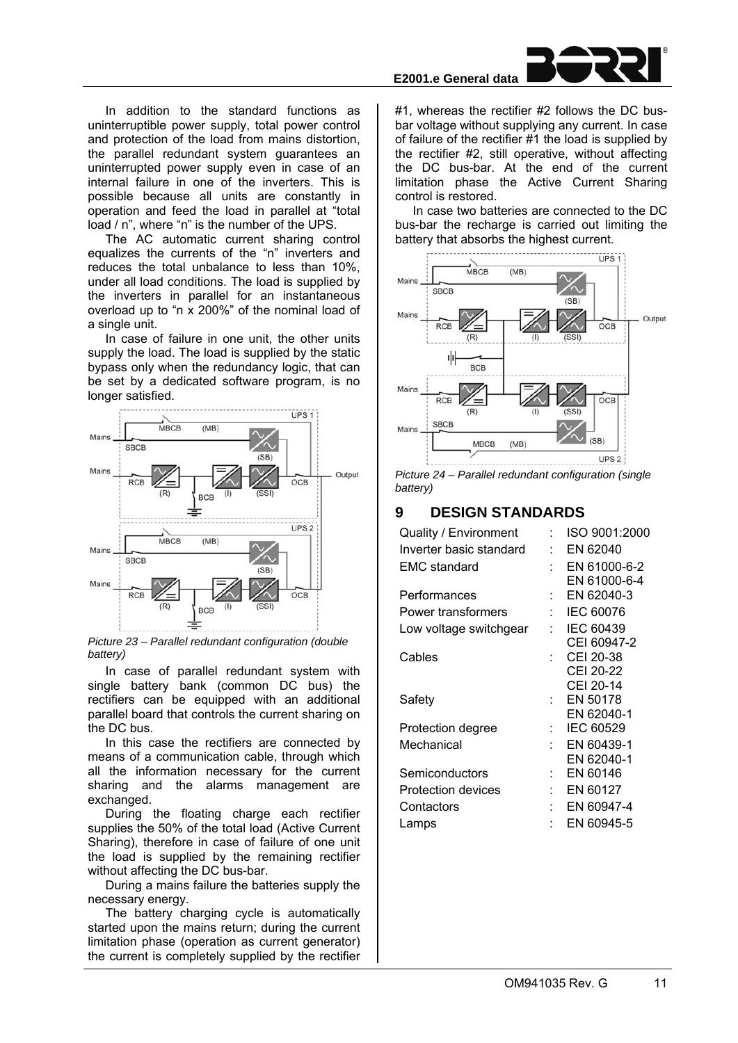In addition to the standard functions as uninterruptible power supply, total power control and protection of the load from mains distortion, the parallel redundant system guarantees an uninterrupted power supply even in case of an internal failure in one of the inverters. This is possible because all units are constantly in operation and feed the load in parallel at "total load / n", where "n" is the number of the UPS.

The AC automatic current sharing control equalizes the currents of the "n" inverters and reduces the total unbalance to less than 10%, under all load conditions. The load is supplied by the inverters in parallel for an instantaneous overload up to "n x 200%" of the nominal load of a single unit.

In case of failure in one unit, the other units supply the load. The load is supplied by the static bypass only when the redundancy logic, that can be set by a dedicated software program, is no longer satisfied.

*Picture 23 – Parallel redundant configuration (double battery)*

In case of parallel redundant system with single battery bank (common DC bus) the rectifiers can be equipped with an additional parallel board that controls the current sharing on the DC bus.

In this case the rectifiers are connected by means of a communication cable, through which all the information necessary for the current sharing and the alarms management are exchanged.

During the floating charge each rectifier supplies the 50% of the total load (Active Current Sharing), therefore in case of failure of one unit the load is supplied by the remaining rectifier without affecting the DC bus-bar.

During a mains failure the batteries supply the necessary energy.

The battery charging cycle is automatically started upon the mains return; during the current limitation phase (operation as current generator) the current is completely supplied by the rectifier #1, whereas the rectifier #2 follows the DC bus-bar voltage without supplying any current. In case of failure of the rectifier #1 the load is supplied by the rectifier #2, still operative, without affecting the DC bus-bar. At the end of the current limitation phase the Active Current Sharing control is restored.

In case two batteries are connected to the DC bus-bar the recharge is carried out limiting the battery that absorbs the highest current.

*Picture 24 – Parallel redundant configuration (single battery)*

# 9 DESIGN STANDARDS

| | | |
|---|---|---|
| Quality / Environment | : | ISO 9001:2000 |
| Inverter basic standard | : | EN 62040 |
| EMC standard | : | EN 61000-6-2<br>EN 61000-6-4 |
| Performances | : | EN 62040-3 |
| Power transformers | : | IEC 60076 |
| Low voltage switchgear | : | IEC 60439<br>CEI 60947-2 |
| Cables | : | CEI 20-38<br>CEI 20-22<br>CEI 20-14 |
| Safety | : | EN 50178<br>EN 62040-1 |
| Protection degree | : | IEC 60529 |
| Mechanical | : | EN 60439-1<br>EN 62040-1 |
| Semiconductors | : | EN 60146 |
| Protection devices | : | EN 60127 |
| Contactors | : | EN 60947-4 |
| Lamps | : | EN 60945-5 |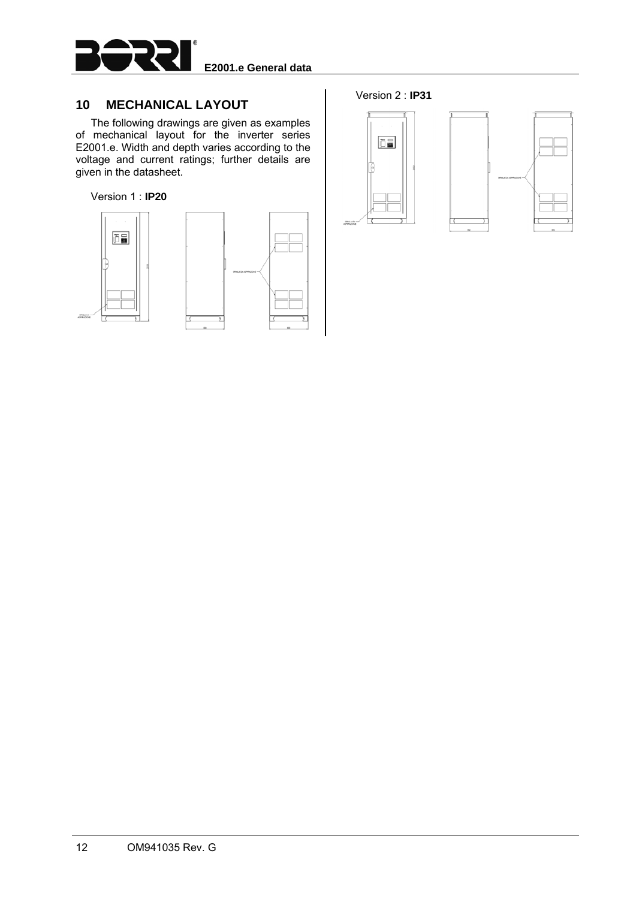## 10 MECHANICAL LAYOUT

The following drawings are given as examples of mechanical layout for the inverter series E2001.e. Width and depth varies according to the voltage and current ratings; further details are given in the datasheet.

Version 1 : **IP20**

Version 2 : **IP31**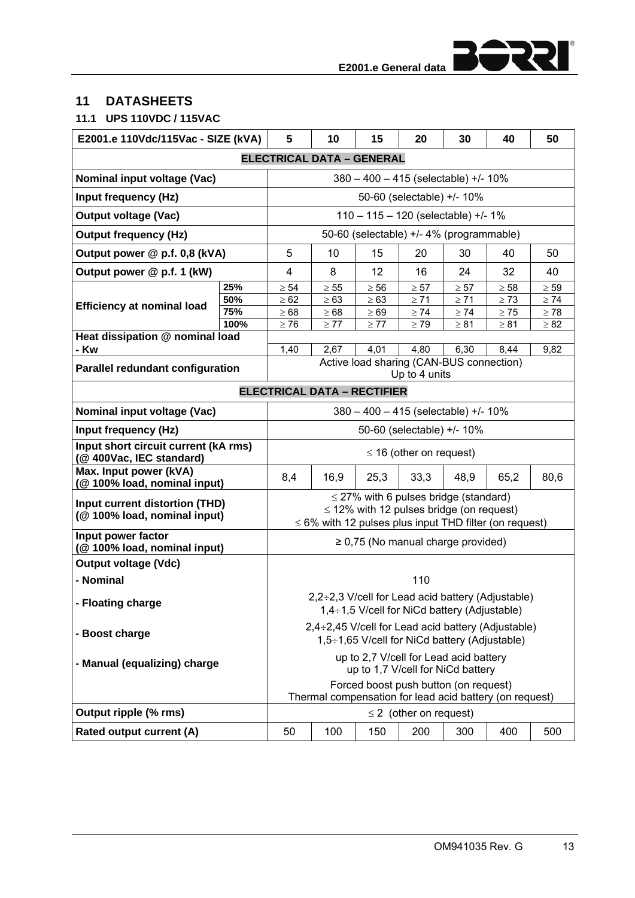## 11 DATASHEETS

### 11.1 UPS 110VDC / 115VAC

| E2001.e 110Vdc/115Vac - SIZE (kVA) | | 5 | 10 | 15 | 20 | 30 | 40 | 50 |
|---|---|---|---|---|---|---|---|---|
| **ELECTRICAL DATA – GENERAL** | | | | | | | | |
| **Nominal input voltage (Vac)** | | 380 – 400 – 415 (selectable) +/- 10% | | | | | | |
| **Input frequency (Hz)** | | 50-60 (selectable) +/- 10% | | | | | | |
| **Output voltage (Vac)** | | 110 – 115 – 120 (selectable) +/- 1% | | | | | | |
| **Output frequency (Hz)** | | 50-60 (selectable) +/- 4% (programmable) | | | | | | |
| **Output power @ p.f. 0,8 (kVA)** | | 5 | 10 | 15 | 20 | 30 | 40 | 50 |
| **Output power @ p.f. 1 (kW)** | | 4 | 8 | 12 | 16 | 24 | 32 | 40 |
| **Efficiency at nominal load** | **25%** | ≥ 54 | ≥ 55 | ≥ 56 | ≥ 57 | ≥ 57 | ≥ 58 | ≥ 59 |
| | **50%** | ≥ 62 | ≥ 63 | ≥ 63 | ≥ 71 | ≥ 71 | ≥ 73 | ≥ 74 |
| | **75%** | ≥ 68 | ≥ 68 | ≥ 69 | ≥ 74 | ≥ 74 | ≥ 75 | ≥ 78 |
| | **100%** | ≥ 76 | ≥ 77 | ≥ 77 | ≥ 79 | ≥ 81 | ≥ 81 | ≥ 82 |
| **Heat dissipation @ nominal load - Kw** | | 1,40 | 2,67 | 4,01 | 4,80 | 6,30 | 8,44 | 9,82 |
| **Parallel redundant configuration** | | Active load sharing (CAN-BUS connection) Up to 4 units | | | | | | |
| **ELECTRICAL DATA – RECTIFIER** | | | | | | | | |
| **Nominal input voltage (Vac)** | | 380 – 400 – 415 (selectable) +/- 10% | | | | | | |
| **Input frequency (Hz)** | | 50-60 (selectable) +/- 10% | | | | | | |
| **Input short circuit current (kA rms) (@ 400Vac, IEC standard)** | | ≤ 16 (other on request) | | | | | | |
| **Max. Input power (kVA) (@ 100% load, nominal input)** | | 8,4 | 16,9 | 25,3 | 33,3 | 48,9 | 65,2 | 80,6 |
| **Input current distortion (THD) (@ 100% load, nominal input)** | | ≤ 27% with 6 pulses bridge (standard)<br>≤ 12% with 12 pulses bridge (on request)<br>≤ 6% with 12 pulses plus input THD filter (on request) | | | | | | |
| **Input power factor (@ 100% load, nominal input)** | | ≥ 0,75 (No manual charge provided) | | | | | | |
| **Output voltage (Vdc)** | | | | | | | | |
| **- Nominal** | | 110 | | | | | | |
| **- Floating charge** | | 2,2÷2,3 V/cell for Lead acid battery (Adjustable)<br>1,4÷1,5 V/cell for NiCd battery (Adjustable) | | | | | | |
| **- Boost charge** | | 2,4÷2,45 V/cell for Lead acid battery (Adjustable)<br>1,5÷1,65 V/cell for NiCd battery (Adjustable) | | | | | | |
| **- Manual (equalizing) charge** | | up to 2,7 V/cell for Lead acid battery<br>up to 1,7 V/cell for NiCd battery | | | | | | |
| | | Forced boost push button (on request)<br>Thermal compensation for lead acid battery (on request) | | | | | | |
| **Output ripple (% rms)** | | ≤ 2 (other on request) | | | | | | |
| **Rated output current (A)** | | 50 | 100 | 150 | 200 | 300 | 400 | 500 |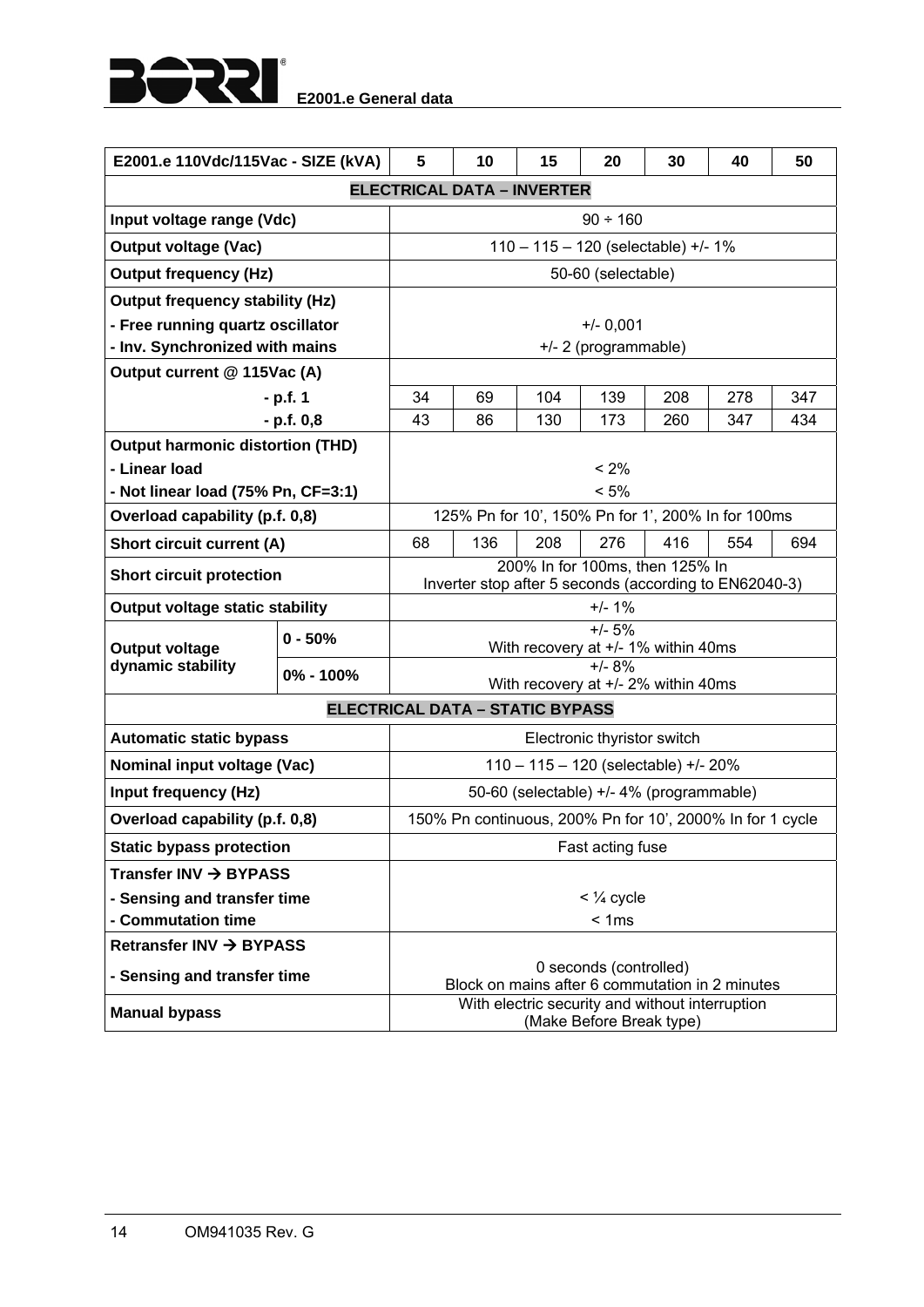| E2001.e 110Vdc/115Vac - SIZE (kVA) | | 5 | 10 | 15 | 20 | 30 | 40 | 50 |
|---|---|---|---|---|---|---|---|---|
| **ELECTRICAL DATA – INVERTER** | | | | | | | | |
| **Input voltage range (Vdc)** | | 90 ÷ 160 | | | | | | |
| **Output voltage (Vac)** | | 110 – 115 – 120 (selectable) +/- 1% | | | | | | |
| **Output frequency (Hz)** | | 50-60 (selectable) | | | | | | |
| **Output frequency stability (Hz)** | | | | | | | | |
| **- Free running quartz oscillator** | | +/- 0,001 | | | | | | |
| **- Inv. Synchronized with mains** | | +/- 2 (programmable) | | | | | | |
| **Output current @ 115Vac (A)** | | | | | | | | |
| | **- p.f. 1** | 34 | 69 | 104 | 139 | 208 | 278 | 347 |
| | **- p.f. 0,8** | 43 | 86 | 130 | 173 | 260 | 347 | 434 |
| **Output harmonic distortion (THD)** | | | | | | | | |
| **- Linear load** | | < 2% | | | | | | |
| **- Not linear load (75% Pn, CF=3:1)** | | < 5% | | | | | | |
| **Overload capability (p.f. 0,8)** | | 125% Pn for 10', 150% Pn for 1', 200% In for 100ms | | | | | | |
| **Short circuit current (A)** | | 68 | 136 | 208 | 276 | 416 | 554 | 694 |
| **Short circuit protection** | | 200% In for 100ms, then 125% In Inverter stop after 5 seconds (according to EN62040-3) | | | | | | |
| **Output voltage static stability** | | +/- 1% | | | | | | |
| **Output voltage dynamic stability** | **0 - 50%** | +/- 5% With recovery at +/- 1% within 40ms | | | | | | |
| | **0% - 100%** | +/- 8% With recovery at +/- 2% within 40ms | | | | | | |
| **ELECTRICAL DATA – STATIC BYPASS** | | | | | | | | |
| **Automatic static bypass** | | Electronic thyristor switch | | | | | | |
| **Nominal input voltage (Vac)** | | 110 – 115 – 120 (selectable) +/- 20% | | | | | | |
| **Input frequency (Hz)** | | 50-60 (selectable) +/- 4% (programmable) | | | | | | |
| **Overload capability (p.f. 0,8)** | | 150% Pn continuous, 200% Pn for 10', 2000% In for 1 cycle | | | | | | |
| **Static bypass protection** | | Fast acting fuse | | | | | | |
| **Transfer INV → BYPASS** | | | | | | | | |
| **- Sensing and transfer time** | | < ¼ cycle | | | | | | |
| **- Commutation time** | | < 1ms | | | | | | |
| **Retransfer INV → BYPASS** | | | | | | | | |
| **- Sensing and transfer time** | | 0 seconds (controlled) Block on mains after 6 commutation in 2 minutes | | | | | | |
| **Manual bypass** | | With electric security and without interruption (Make Before Break type) | | | | | | |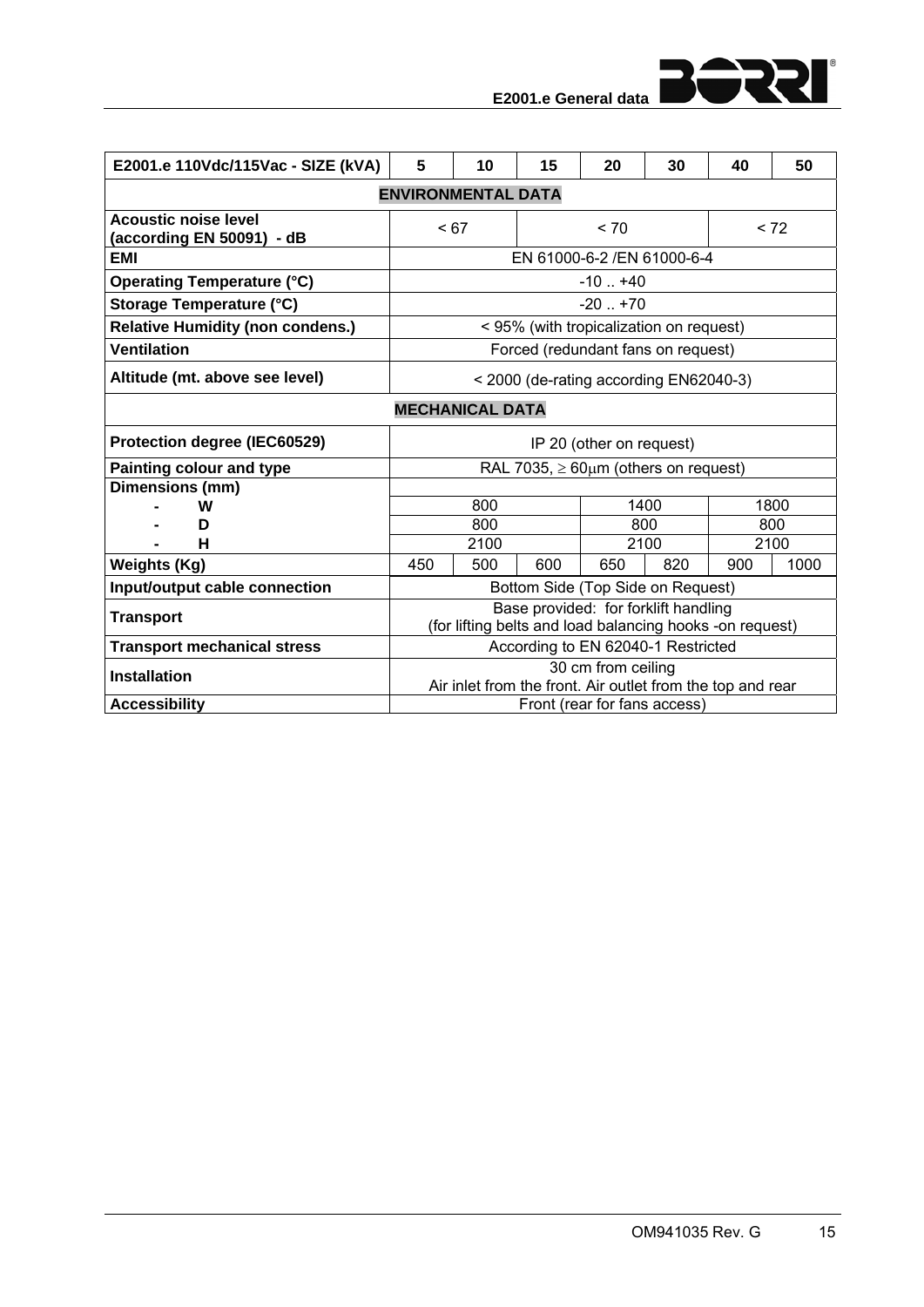| E2001.e 110Vdc/115Vac - SIZE (kVA) | 5 | 10 | 15 | 20 | 30 | 40 | 50 |
|---|---|---|---|---|---|---|---|
| **ENVIRONMENTAL DATA** | | | | | | | |
| **Acoustic noise level (according EN 50091) - dB** | < 67 | | < 70 | | | < 72 | |
| **EMI** | EN 61000-6-2 /EN 61000-6-4 | | | | | | |
| **Operating Temperature (°C)** | -10 .. +40 | | | | | | |
| **Storage Temperature (°C)** | -20 .. +70 | | | | | | |
| **Relative Humidity (non condens.)** | < 95% (with tropicalization on request) | | | | | | |
| **Ventilation** | Forced (redundant fans on request) | | | | | | |
| **Altitude (mt. above see level)** | < 2000 (de-rating according EN62040-3) | | | | | | |
| **MECHANICAL DATA** | | | | | | | |
| **Protection degree (IEC60529)** | IP 20 (other on request) | | | | | | |
| **Painting colour and type** | RAL 7035, ≥ 60μm (others on request) | | | | | | |
| **Dimensions (mm)** | | | | | | | |
| - W | 800 | | | 1400 | | 1800 | |
| - D | 800 | | | 800 | | 800 | |
| - H | 2100 | | | 2100 | | 2100 | |
| **Weights (Kg)** | 450 | 500 | 600 | 650 | 820 | 900 | 1000 |
| **Input/output cable connection** | Bottom Side (Top Side on Request) | | | | | | |
| **Transport** | Base provided: for forklift handling (for lifting belts and load balancing hooks -on request) | | | | | | |
| **Transport mechanical stress** | According to EN 62040-1 Restricted | | | | | | |
| **Installation** | 30 cm from ceiling Air inlet from the front. Air outlet from the top and rear | | | | | | |
| **Accessibility** | Front (rear for fans access) | | | | | | |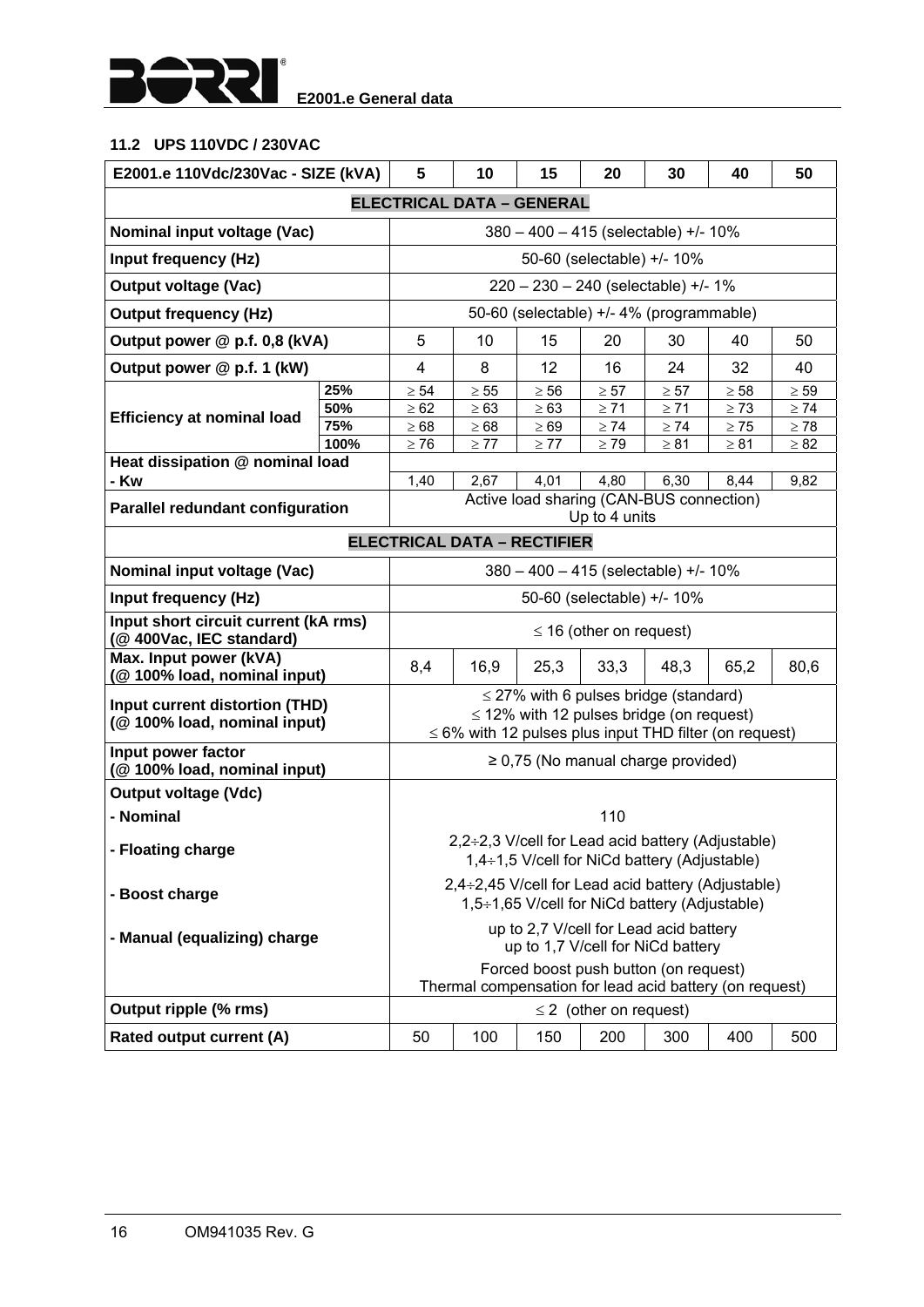### 11.2 UPS 110VDC / 230VAC

| E2001.e 110Vdc/230Vac - SIZE (kVA) | | 5 | 10 | 15 | 20 | 30 | 40 | 50 |
|---|---|---|---|---|---|---|---|---|
| **ELECTRICAL DATA – GENERAL** | | | | | | | | |
| **Nominal input voltage (Vac)** | | 380 – 400 – 415 (selectable) +/- 10% | | | | | | |
| **Input frequency (Hz)** | | 50-60 (selectable) +/- 10% | | | | | | |
| **Output voltage (Vac)** | | 220 – 230 – 240 (selectable) +/- 1% | | | | | | |
| **Output frequency (Hz)** | | 50-60 (selectable) +/- 4% (programmable) | | | | | | |
| **Output power @ p.f. 0,8 (kVA)** | | 5 | 10 | 15 | 20 | 30 | 40 | 50 |
| **Output power @ p.f. 1 (kW)** | | 4 | 8 | 12 | 16 | 24 | 32 | 40 |
| **Efficiency at nominal load** | 25% | ≥ 54 | ≥ 55 | ≥ 56 | ≥ 57 | ≥ 57 | ≥ 58 | ≥ 59 |
| | 50% | ≥ 62 | ≥ 63 | ≥ 63 | ≥ 71 | ≥ 71 | ≥ 73 | ≥ 74 |
| | 75% | ≥ 68 | ≥ 68 | ≥ 69 | ≥ 74 | ≥ 74 | ≥ 75 | ≥ 78 |
| | 100% | ≥ 76 | ≥ 77 | ≥ 77 | ≥ 79 | ≥ 81 | ≥ 81 | ≥ 82 |
| **Heat dissipation @ nominal load - Kw** | | 1,40 | 2,67 | 4,01 | 4,80 | 6,30 | 8,44 | 9,82 |
| **Parallel redundant configuration** | | Active load sharing (CAN-BUS connection) Up to 4 units | | | | | | |
| **ELECTRICAL DATA – RECTIFIER** | | | | | | | | |
| **Nominal input voltage (Vac)** | | 380 – 400 – 415 (selectable) +/- 10% | | | | | | |
| **Input frequency (Hz)** | | 50-60 (selectable) +/- 10% | | | | | | |
| **Input short circuit current (kA rms) (@ 400Vac, IEC standard)** | | ≤ 16 (other on request) | | | | | | |
| **Max. Input power (kVA) (@ 100% load, nominal input)** | | 8,4 | 16,9 | 25,3 | 33,3 | 48,3 | 65,2 | 80,6 |
| **Input current distortion (THD) (@ 100% load, nominal input)** | | ≤ 27% with 6 pulses bridge (standard)<br>≤ 12% with 12 pulses bridge (on request)<br>≤ 6% with 12 pulses plus input THD filter (on request) | | | | | | |
| **Input power factor (@ 100% load, nominal input)** | | ≥ 0,75 (No manual charge provided) | | | | | | |
| **Output voltage (Vdc)** | | | | | | | | |
| **- Nominal** | | 110 | | | | | | |
| **- Floating charge** | | 2,2÷2,3 V/cell for Lead acid battery (Adjustable)<br>1,4÷1,5 V/cell for NiCd battery (Adjustable) | | | | | | |
| **- Boost charge** | | 2,4÷2,45 V/cell for Lead acid battery (Adjustable)<br>1,5÷1,65 V/cell for NiCd battery (Adjustable) | | | | | | |
| **- Manual (equalizing) charge** | | up to 2,7 V/cell for Lead acid battery<br>up to 1,7 V/cell for NiCd battery | | | | | | |
| | | Forced boost push button (on request)<br>Thermal compensation for lead acid battery (on request) | | | | | | |
| **Output ripple (% rms)** | | ≤ 2 (other on request) | | | | | | |
| **Rated output current (A)** | | 50 | 100 | 150 | 200 | 300 | 400 | 500 |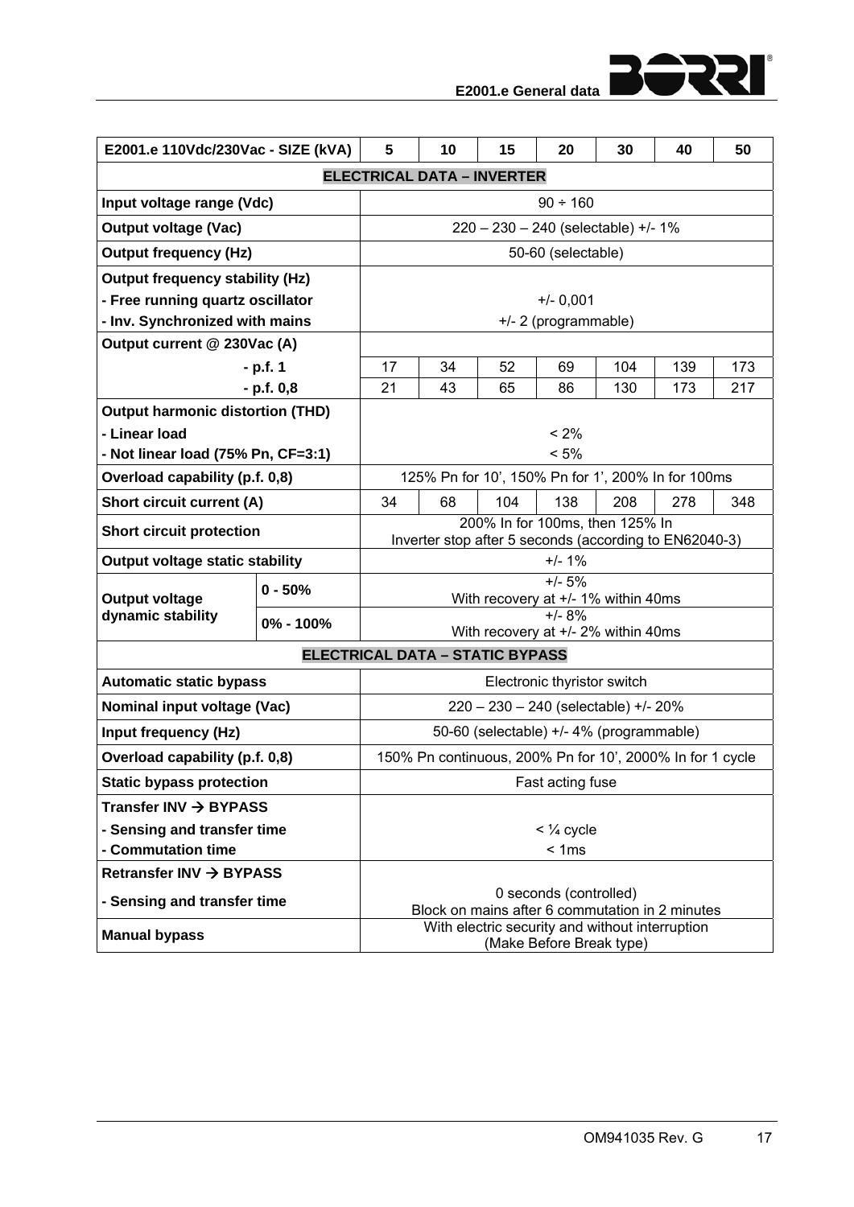| E2001.e 110Vdc/230Vac - SIZE (kVA) | | 5 | 10 | 15 | 20 | 30 | 40 | 50 |
|---|---|---|---|---|---|---|---|---|
| **ELECTRICAL DATA – INVERTER** | | | | | | | | |
| **Input voltage range (Vdc)** | | 90 ÷ 160 | | | | | | |
| **Output voltage (Vac)** | | 220 – 230 – 240 (selectable) +/- 1% | | | | | | |
| **Output frequency (Hz)** | | 50-60 (selectable) | | | | | | |
| **Output frequency stability (Hz)**<br>**- Free running quartz oscillator**<br>**- Inv. Synchronized with mains** | | +/- 0,001<br>+/- 2 (programmable) | | | | | | |
| **Output current @ 230Vac (A)** | | | | | | | | |
| **- p.f. 1** | | 17 | 34 | 52 | 69 | 104 | 139 | 173 |
| **- p.f. 0,8** | | 21 | 43 | 65 | 86 | 130 | 173 | 217 |
| **Output harmonic distortion (THD)**<br>**- Linear load**<br>**- Not linear load (75% Pn, CF=3:1)** | | < 2%<br>< 5% | | | | | | |
| **Overload capability (p.f. 0,8)** | | 125% Pn for 10', 150% Pn for 1', 200% In for 100ms | | | | | | |
| **Short circuit current (A)** | | 34 | 68 | 104 | 138 | 208 | 278 | 348 |
| **Short circuit protection** | | 200% In for 100ms, then 125% In<br>Inverter stop after 5 seconds (according to EN62040-3) | | | | | | |
| **Output voltage static stability** | | +/- 1% | | | | | | |
| **Output voltage dynamic stability** | **0 - 50%** | +/- 5%<br>With recovery at +/- 1% within 40ms | | | | | | |
| | **0% - 100%** | +/- 8%<br>With recovery at +/- 2% within 40ms | | | | | | |
| **ELECTRICAL DATA – STATIC BYPASS** | | | | | | | | |
| **Automatic static bypass** | | Electronic thyristor switch | | | | | | |
| **Nominal input voltage (Vac)** | | 220 – 230 – 240 (selectable) +/- 20% | | | | | | |
| **Input frequency (Hz)** | | 50-60 (selectable) +/- 4% (programmable) | | | | | | |
| **Overload capability (p.f. 0,8)** | | 150% Pn continuous, 200% Pn for 10', 2000% In for 1 cycle | | | | | | |
| **Static bypass protection** | | Fast acting fuse | | | | | | |
| **Transfer INV → BYPASS**<br>**- Sensing and transfer time**<br>**- Commutation time** | | < ¼ cycle<br>< 1ms | | | | | | |
| **Retransfer INV → BYPASS**<br>**- Sensing and transfer time** | | 0 seconds (controlled)<br>Block on mains after 6 commutation in 2 minutes | | | | | | |
| **Manual bypass** | | With electric security and without interruption<br>(Make Before Break type) | | | | | | |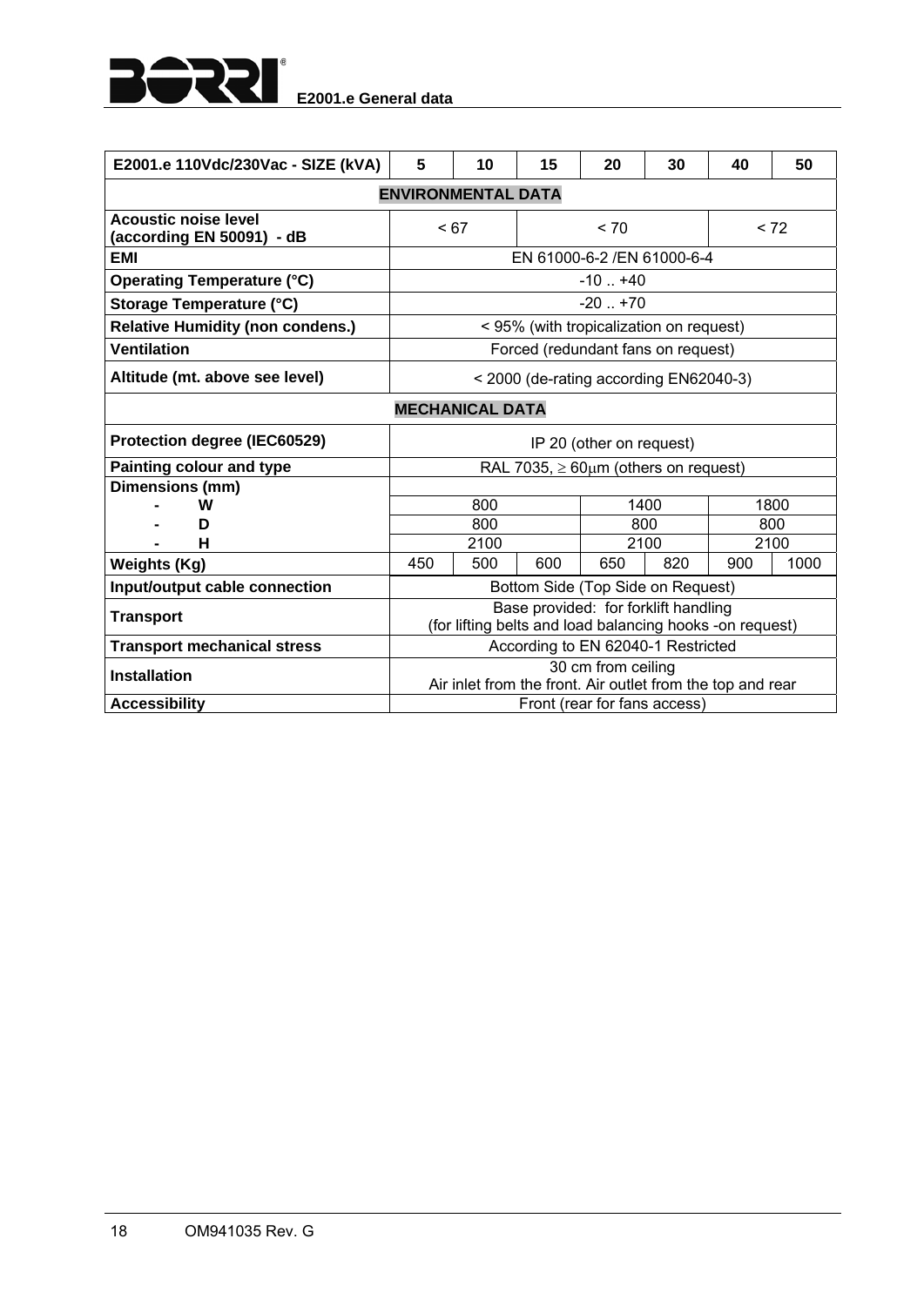| E2001.e 110Vdc/230Vac - SIZE (kVA) | 5 | 10 | 15 | 20 | 30 | 40 | 50 |
|---|---|---|---|---|---|---|---|
| **ENVIRONMENTAL DATA** | | | | | | | |
| **Acoustic noise level (according EN 50091) - dB** | < 67 | | < 70 | | | < 72 | |
| **EMI** | EN 61000-6-2 /EN 61000-6-4 | | | | | | |
| **Operating Temperature (°C)** | -10 .. +40 | | | | | | |
| **Storage Temperature (°C)** | -20 .. +70 | | | | | | |
| **Relative Humidity (non condens.)** | < 95% (with tropicalization on request) | | | | | | |
| **Ventilation** | Forced (redundant fans on request) | | | | | | |
| **Altitude (mt. above see level)** | < 2000 (de-rating according EN62040-3) | | | | | | |
| **MECHANICAL DATA** | | | | | | | |
| **Protection degree (IEC60529)** | IP 20 (other on request) | | | | | | |
| **Painting colour and type** | RAL 7035, ≥ 60μm (others on request) | | | | | | |
| **Dimensions (mm)** | | | | | | | |
| - **W** | 800 | | | 1400 | | 1800 | |
| - **D** | 800 | | | 800 | | 800 | |
| - **H** | 2100 | | | 2100 | | 2100 | |
| **Weights (Kg)** | 450 | 500 | 600 | 650 | 820 | 900 | 1000 |
| **Input/output cable connection** | Bottom Side (Top Side on Request) | | | | | | |
| **Transport** | Base provided: for forklift handling (for lifting belts and load balancing hooks -on request) | | | | | | |
| **Transport mechanical stress** | According to EN 62040-1 Restricted | | | | | | |
| **Installation** | 30 cm from ceiling Air inlet from the front. Air outlet from the top and rear | | | | | | |
| **Accessibility** | Front (rear for fans access) | | | | | | |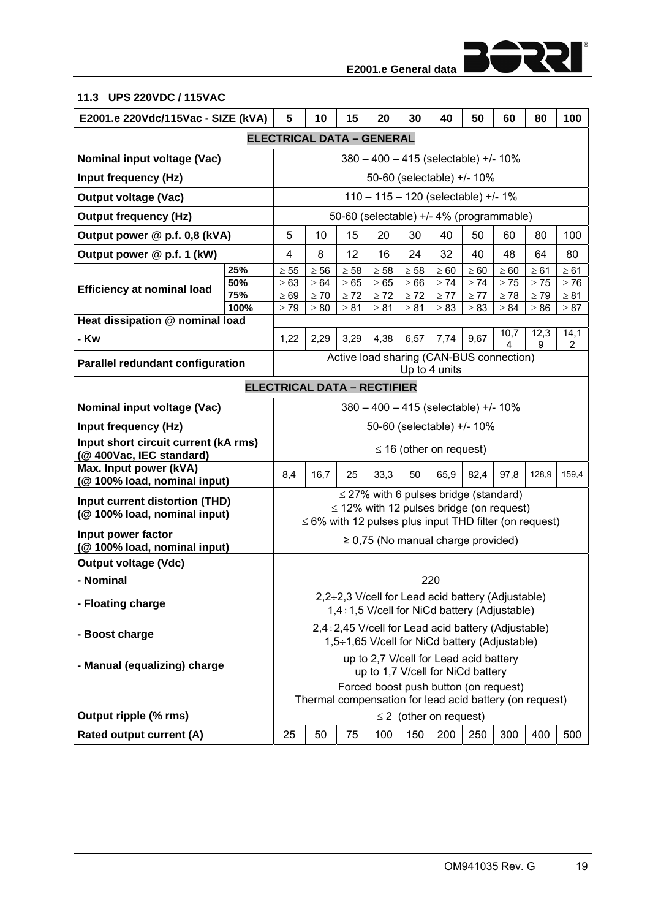### 11.3 UPS 220VDC / 115VAC

| E2001.e 220Vdc/115Vac - SIZE (kVA) | | 5 | 10 | 15 | 20 | 30 | 40 | 50 | 60 | 80 | 100 |
|---|---|---|---|---|---|---|---|---|---|---|---|
| **ELECTRICAL DATA – GENERAL** | | | | | | | | | | | |
| **Nominal input voltage (Vac)** | | 380 – 400 – 415 (selectable) +/- 10% | | | | | | | | | |
| **Input frequency (Hz)** | | 50-60 (selectable) +/- 10% | | | | | | | | | |
| **Output voltage (Vac)** | | 110 – 115 – 120 (selectable) +/- 1% | | | | | | | | | |
| **Output frequency (Hz)** | | 50-60 (selectable) +/- 4% (programmable) | | | | | | | | | |
| **Output power @ p.f. 0,8 (kVA)** | | 5 | 10 | 15 | 20 | 30 | 40 | 50 | 60 | 80 | 100 |
| **Output power @ p.f. 1 (kW)** | | 4 | 8 | 12 | 16 | 24 | 32 | 40 | 48 | 64 | 80 |
| **Efficiency at nominal load** | **25%** | ≥ 55 | ≥ 56 | ≥ 58 | ≥ 58 | ≥ 58 | ≥ 60 | ≥ 60 | ≥ 60 | ≥ 61 | ≥ 61 |
| | **50%** | ≥ 63 | ≥ 64 | ≥ 65 | ≥ 65 | ≥ 66 | ≥ 74 | ≥ 74 | ≥ 75 | ≥ 75 | ≥ 76 |
| | **75%** | ≥ 69 | ≥ 70 | ≥ 72 | ≥ 72 | ≥ 72 | ≥ 77 | ≥ 77 | ≥ 78 | ≥ 79 | ≥ 81 |
| | **100%** | ≥ 79 | ≥ 80 | ≥ 81 | ≥ 81 | ≥ 81 | ≥ 83 | ≥ 83 | ≥ 84 | ≥ 86 | ≥ 87 |
| **Heat dissipation @ nominal load** | | | | | | | | | | | |
| **- Kw** | | 1,22 | 2,29 | 3,29 | 4,38 | 6,57 | 7,74 | 9,67 | 10,74 | 12,39 | 14,12 |
| **Parallel redundant configuration** | | Active load sharing (CAN-BUS connection) Up to 4 units | | | | | | | | | |
| **ELECTRICAL DATA – RECTIFIER** | | | | | | | | | | | |
| **Nominal input voltage (Vac)** | | 380 – 400 – 415 (selectable) +/- 10% | | | | | | | | | |
| **Input frequency (Hz)** | | 50-60 (selectable) +/- 10% | | | | | | | | | |
| **Input short circuit current (kA rms) (@ 400Vac, IEC standard)** | | ≤ 16 (other on request) | | | | | | | | | |
| **Max. Input power (kVA) (@ 100% load, nominal input)** | | 8,4 | 16,7 | 25 | 33,3 | 50 | 65,9 | 82,4 | 97,8 | 128,9 | 159,4 |
| **Input current distortion (THD) (@ 100% load, nominal input)** | | ≤ 27% with 6 pulses bridge (standard)<br>≤ 12% with 12 pulses bridge (on request)<br>≤ 6% with 12 pulses plus input THD filter (on request) | | | | | | | | | |
| **Input power factor (@ 100% load, nominal input)** | | ≥ 0,75 (No manual charge provided) | | | | | | | | | |
| **Output voltage (Vdc)** | | | | | | | | | | | |
| **- Nominal** | | 220 | | | | | | | | | |
| **- Floating charge** | | 2,2÷2,3 V/cell for Lead acid battery (Adjustable)<br>1,4÷1,5 V/cell for NiCd battery (Adjustable) | | | | | | | | | |
| **- Boost charge** | | 2,4÷2,45 V/cell for Lead acid battery (Adjustable)<br>1,5÷1,65 V/cell for NiCd battery (Adjustable) | | | | | | | | | |
| **- Manual (equalizing) charge** | | up to 2,7 V/cell for Lead acid battery<br>up to 1,7 V/cell for NiCd battery | | | | | | | | | |
| | | Forced boost push button (on request)<br>Thermal compensation for lead acid battery (on request) | | | | | | | | | |
| **Output ripple (% rms)** | | ≤ 2 (other on request) | | | | | | | | | |
| **Rated output current (A)** | | 25 | 50 | 75 | 100 | 150 | 200 | 250 | 300 | 400 | 500 |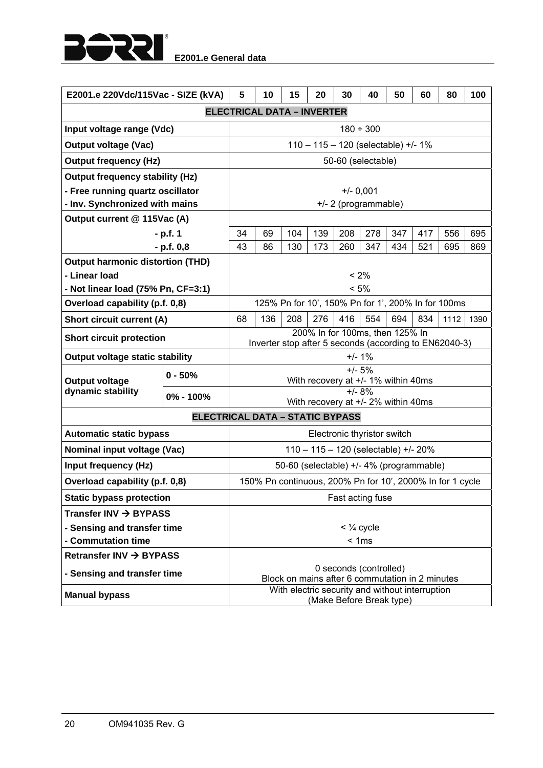| E2001.e 220Vdc/115Vac - SIZE (kVA) | | 5 | 10 | 15 | 20 | 30 | 40 | 50 | 60 | 80 | 100 |
|---|---|---|---|---|---|---|---|---|---|---|---|
| **ELECTRICAL DATA – INVERTER** | | | | | | | | | | | |
| **Input voltage range (Vdc)** | | 180 ÷ 300 | | | | | | | | | |
| **Output voltage (Vac)** | | 110 – 115 – 120 (selectable) +/- 1% | | | | | | | | | |
| **Output frequency (Hz)** | | 50-60 (selectable) | | | | | | | | | |
| **Output frequency stability (Hz)** | | | | | | | | | | | |
| **- Free running quartz oscillator** | | +/- 0,001 | | | | | | | | | |
| **- Inv. Synchronized with mains** | | +/- 2 (programmable) | | | | | | | | | |
| **Output current @ 115Vac (A)** | | | | | | | | | | | |
| **- p.f. 1** | | 34 | 69 | 104 | 139 | 208 | 278 | 347 | 417 | 556 | 695 |
| **- p.f. 0,8** | | 43 | 86 | 130 | 173 | 260 | 347 | 434 | 521 | 695 | 869 |
| **Output harmonic distortion (THD)** | | | | | | | | | | | |
| **- Linear load** | | < 2% | | | | | | | | | |
| **- Not linear load (75% Pn, CF=3:1)** | | < 5% | | | | | | | | | |
| **Overload capability (p.f. 0,8)** | | 125% Pn for 10', 150% Pn for 1', 200% In for 100ms | | | | | | | | | |
| **Short circuit current (A)** | | 68 | 136 | 208 | 276 | 416 | 554 | 694 | 834 | 1112 | 1390 |
| **Short circuit protection** | | 200% In for 100ms, then 125% In<br>Inverter stop after 5 seconds (according to EN62040-3) | | | | | | | | | |
| **Output voltage static stability** | | +/- 1% | | | | | | | | | |
| **Output voltage dynamic stability** | **0 - 50%** | +/- 5%<br>With recovery at +/- 1% within 40ms | | | | | | | | | |
| | **0% - 100%** | +/- 8%<br>With recovery at +/- 2% within 40ms | | | | | | | | | |
| **ELECTRICAL DATA – STATIC BYPASS** | | | | | | | | | | | |
| **Automatic static bypass** | | Electronic thyristor switch | | | | | | | | | |
| **Nominal input voltage (Vac)** | | 110 – 115 – 120 (selectable) +/- 20% | | | | | | | | | |
| **Input frequency (Hz)** | | 50-60 (selectable) +/- 4% (programmable) | | | | | | | | | |
| **Overload capability (p.f. 0,8)** | | 150% Pn continuous, 200% Pn for 10', 2000% In for 1 cycle | | | | | | | | | |
| **Static bypass protection** | | Fast acting fuse | | | | | | | | | |
| **Transfer INV → BYPASS** | | | | | | | | | | | |
| **- Sensing and transfer time** | | < ¼ cycle | | | | | | | | | |
| **- Commutation time** | | < 1ms | | | | | | | | | |
| **Retransfer INV → BYPASS** | | | | | | | | | | | |
| **- Sensing and transfer time** | | 0 seconds (controlled)<br>Block on mains after 6 commutation in 2 minutes | | | | | | | | | |
| **Manual bypass** | | With electric security and without interruption<br>(Make Before Break type) | | | | | | | | | |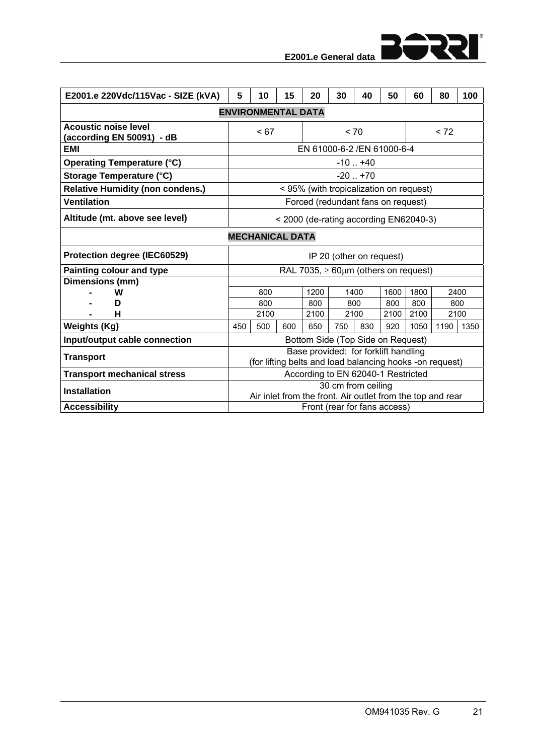| E2001.e 220Vdc/115Vac - SIZE (kVA) | 5 | 10 | 15 | 20 | 30 | 40 | 50 | 60 | 80 | 100 |
|---|---|---|---|---|---|---|---|---|---|---|
| **ENVIRONMENTAL DATA** | | | | | | | | | | |
| **Acoustic noise level (according EN 50091) - dB** | < 67 | | | < 70 | | | | < 72 | | |
| **EMI** | EN 61000-6-2 /EN 61000-6-4 | | | | | | | | | |
| **Operating Temperature (°C)** | -10 .. +40 | | | | | | | | | |
| **Storage Temperature (°C)** | -20 .. +70 | | | | | | | | | |
| **Relative Humidity (non condens.)** | < 95% (with tropicalization on request) | | | | | | | | | |
| **Ventilation** | Forced (redundant fans on request) | | | | | | | | | |
| **Altitude (mt. above see level)** | < 2000 (de-rating according EN62040-3) | | | | | | | | | |
| **MECHANICAL DATA** | | | | | | | | | | |
| **Protection degree (IEC60529)** | IP 20 (other on request) | | | | | | | | | |
| **Painting colour and type** | RAL 7035, $\geq 60\mu m$ (others on request) | | | | | | | | | |
| **Dimensions (mm)** | | | | | | | | | | |
| - W | 800 | | | 1200 | 1400 | | 1600 | 1800 | 2400 | |
| - D | 800 | | | 800 | 800 | | 800 | 800 | 800 | |
| - H | 2100 | | | 2100 | 2100 | | 2100 | 2100 | 2100 | |
| **Weights (Kg)** | 450 | 500 | 600 | 650 | 750 | 830 | 920 | 1050 | 1190 | 1350 |
| **Input/output cable connection** | Bottom Side (Top Side on Request) | | | | | | | | | |
| **Transport** | Base provided: for forklift handling (for lifting belts and load balancing hooks -on request) | | | | | | | | | |
| **Transport mechanical stress** | According to EN 62040-1 Restricted | | | | | | | | | |
| **Installation** | 30 cm from ceiling Air inlet from the front. Air outlet from the top and rear | | | | | | | | | |
| **Accessibility** | Front (rear for fans access) | | | | | | | | | |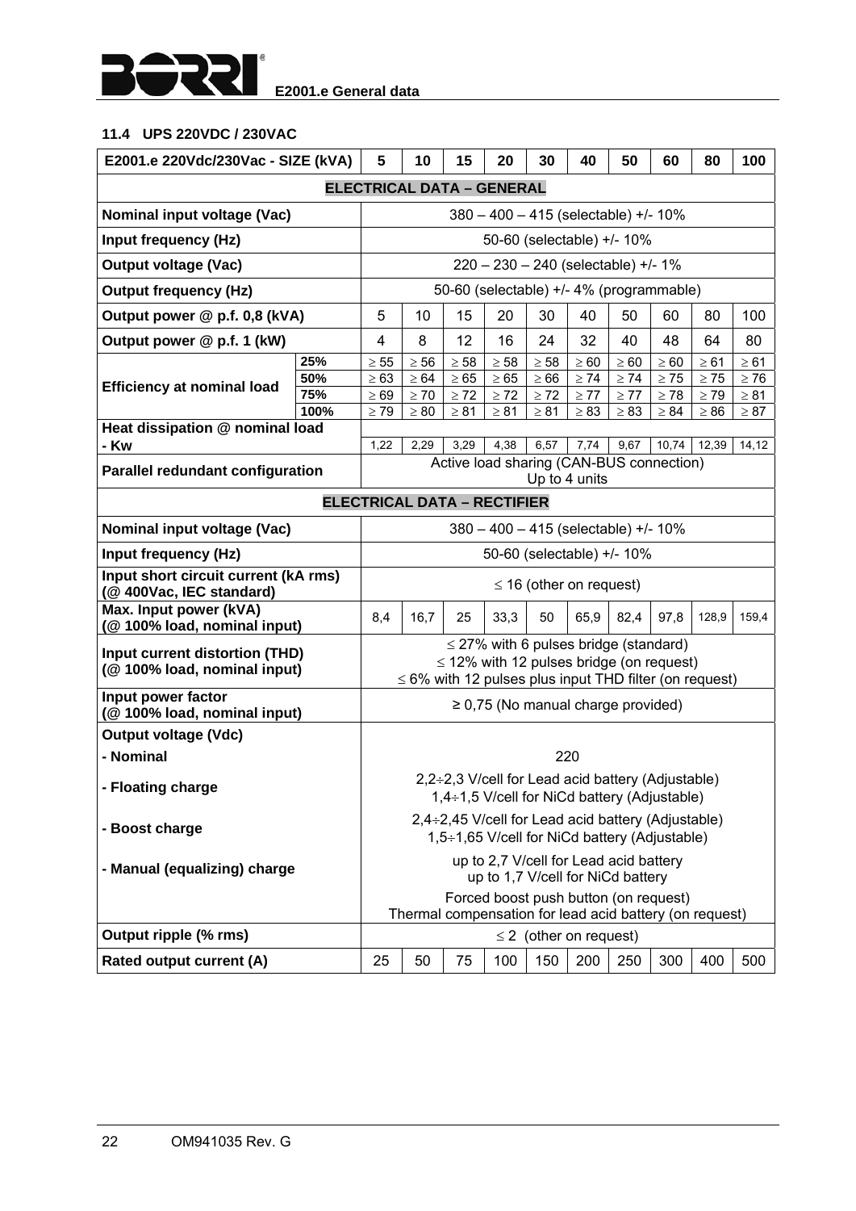### 11.4 UPS 220VDC / 230VAC

| E2001.e 220Vdc/230Vac - SIZE (kVA) | | 5 | 10 | 15 | 20 | 30 | 40 | 50 | 60 | 80 | 100 |
|---|---|---|---|---|---|---|---|---|---|---|---|
| **ELECTRICAL DATA – GENERAL** | | | | | | | | | | | |
| **Nominal input voltage (Vac)** | | 380 – 400 – 415 (selectable) +/- 10% | | | | | | | | | |
| **Input frequency (Hz)** | | 50-60 (selectable) +/- 10% | | | | | | | | | |
| **Output voltage (Vac)** | | 220 – 230 – 240 (selectable) +/- 1% | | | | | | | | | |
| **Output frequency (Hz)** | | 50-60 (selectable) +/- 4% (programmable) | | | | | | | | | |
| **Output power @ p.f. 0,8 (kVA)** | | 5 | 10 | 15 | 20 | 30 | 40 | 50 | 60 | 80 | 100 |
| **Output power @ p.f. 1 (kW)** | | 4 | 8 | 12 | 16 | 24 | 32 | 40 | 48 | 64 | 80 |
| **Efficiency at nominal load** | **25%** | ≥ 55 | ≥ 56 | ≥ 58 | ≥ 58 | ≥ 58 | ≥ 60 | ≥ 60 | ≥ 60 | ≥ 61 | ≥ 61 |
| | **50%** | ≥ 63 | ≥ 64 | ≥ 65 | ≥ 65 | ≥ 66 | ≥ 74 | ≥ 74 | ≥ 75 | ≥ 75 | ≥ 76 |
| | **75%** | ≥ 69 | ≥ 70 | ≥ 72 | ≥ 72 | ≥ 72 | ≥ 77 | ≥ 77 | ≥ 78 | ≥ 79 | ≥ 81 |
| | **100%** | ≥ 79 | ≥ 80 | ≥ 81 | ≥ 81 | ≥ 81 | ≥ 83 | ≥ 83 | ≥ 84 | ≥ 86 | ≥ 87 |
| **Heat dissipation @ nominal load - Kw** | | 1,22 | 2,29 | 3,29 | 4,38 | 6,57 | 7,74 | 9,67 | 10,74 | 12,39 | 14,12 |
| **Parallel redundant configuration** | | Active load sharing (CAN-BUS connection) Up to 4 units | | | | | | | | | |
| **ELECTRICAL DATA – RECTIFIER** | | | | | | | | | | | |
| **Nominal input voltage (Vac)** | | 380 – 400 – 415 (selectable) +/- 10% | | | | | | | | | |
| **Input frequency (Hz)** | | 50-60 (selectable) +/- 10% | | | | | | | | | |
| **Input short circuit current (kA rms) (@ 400Vac, IEC standard)** | | ≤ 16 (other on request) | | | | | | | | | |
| **Max. Input power (kVA) (@ 100% load, nominal input)** | | 8,4 | 16,7 | 25 | 33,3 | 50 | 65,9 | 82,4 | 97,8 | 128,9 | 159,4 |
| **Input current distortion (THD) (@ 100% load, nominal input)** | | ≤ 27% with 6 pulses bridge (standard)<br>≤ 12% with 12 pulses bridge (on request)<br>≤ 6% with 12 pulses plus input THD filter (on request) | | | | | | | | | |
| **Input power factor (@ 100% load, nominal input)** | | ≥ 0,75 (No manual charge provided) | | | | | | | | | |
| **Output voltage (Vdc)** | | | | | | | | | | | |
| **- Nominal** | | 220 | | | | | | | | | |
| **- Floating charge** | | 2,2÷2,3 V/cell for Lead acid battery (Adjustable)<br>1,4÷1,5 V/cell for NiCd battery (Adjustable) | | | | | | | | | |
| **- Boost charge** | | 2,4÷2,45 V/cell for Lead acid battery (Adjustable)<br>1,5÷1,65 V/cell for NiCd battery (Adjustable) | | | | | | | | | |
| **- Manual (equalizing) charge** | | up to 2,7 V/cell for Lead acid battery<br>up to 1,7 V/cell for NiCd battery | | | | | | | | | |
| | | Forced boost push button (on request)<br>Thermal compensation for lead acid battery (on request) | | | | | | | | | |
| **Output ripple (% rms)** | | ≤ 2 (other on request) | | | | | | | | | |
| **Rated output current (A)** | | 25 | 50 | 75 | 100 | 150 | 200 | 250 | 300 | 400 | 500 |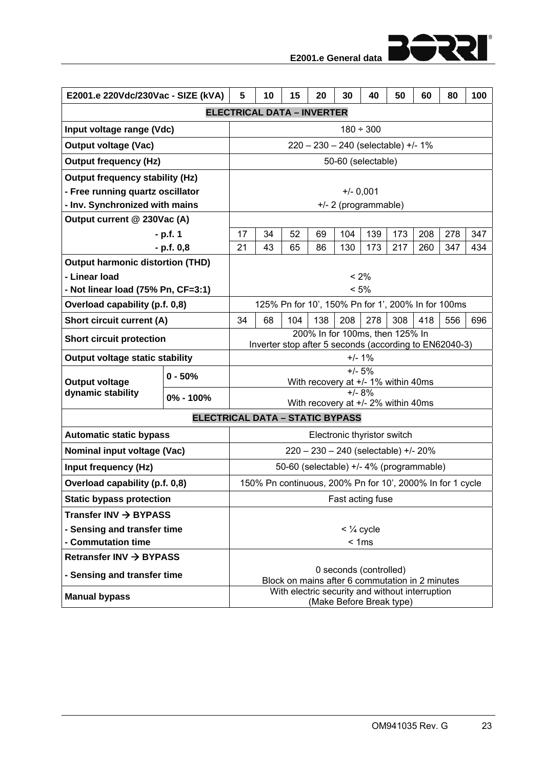| E2001.e 220Vdc/230Vac - SIZE (kVA) | | 5 | 10 | 15 | 20 | 30 | 40 | 50 | 60 | 80 | 100 |
|---|---|---|---|---|---|---|---|---|---|---|---|
| **ELECTRICAL DATA – INVERTER** | | | | | | | | | | | |
| **Input voltage range (Vdc)** | | 180 ÷ 300 | | | | | | | | | |
| **Output voltage (Vac)** | | 220 – 230 – 240 (selectable) +/- 1% | | | | | | | | | |
| **Output frequency (Hz)** | | 50-60 (selectable) | | | | | | | | | |
| **Output frequency stability (Hz)** | | | | | | | | | | | |
| **- Free running quartz oscillator** | | +/- 0,001 | | | | | | | | | |
| **- Inv. Synchronized with mains** | | +/- 2 (programmable) | | | | | | | | | |
| **Output current @ 230Vac (A)** | | | | | | | | | | | |
| **- p.f. 1** | | 17 | 34 | 52 | 69 | 104 | 139 | 173 | 208 | 278 | 347 |
| **- p.f. 0,8** | | 21 | 43 | 65 | 86 | 130 | 173 | 217 | 260 | 347 | 434 |
| **Output harmonic distortion (THD)** | | | | | | | | | | | |
| **- Linear load** | | < 2% | | | | | | | | | |
| **- Not linear load (75% Pn, CF=3:1)** | | < 5% | | | | | | | | | |
| **Overload capability (p.f. 0,8)** | | 125% Pn for 10', 150% Pn for 1', 200% In for 100ms | | | | | | | | | |
| **Short circuit current (A)** | | 34 | 68 | 104 | 138 | 208 | 278 | 308 | 418 | 556 | 696 |
| **Short circuit protection** | | 200% In for 100ms, then 125% In Inverter stop after 5 seconds (according to EN62040-3) | | | | | | | | | |
| **Output voltage static stability** | | +/- 1% | | | | | | | | | |
| **Output voltage dynamic stability** | **0 - 50%** | +/- 5% With recovery at +/- 1% within 40ms | | | | | | | | | |
| | **0% - 100%** | +/- 8% With recovery at +/- 2% within 40ms | | | | | | | | | |
| **ELECTRICAL DATA – STATIC BYPASS** | | | | | | | | | | | |
| **Automatic static bypass** | | Electronic thyristor switch | | | | | | | | | |
| **Nominal input voltage (Vac)** | | 220 – 230 – 240 (selectable) +/- 20% | | | | | | | | | |
| **Input frequency (Hz)** | | 50-60 (selectable) +/- 4% (programmable) | | | | | | | | | |
| **Overload capability (p.f. 0,8)** | | 150% Pn continuous, 200% Pn for 10', 2000% In for 1 cycle | | | | | | | | | |
| **Static bypass protection** | | Fast acting fuse | | | | | | | | | |
| **Transfer INV → BYPASS** | | | | | | | | | | | |
| **- Sensing and transfer time** | | < ¼ cycle | | | | | | | | | |
| **- Commutation time** | | < 1ms | | | | | | | | | |
| **Retransfer INV → BYPASS** | | | | | | | | | | | |
| **- Sensing and transfer time** | | 0 seconds (controlled) Block on mains after 6 commutation in 2 minutes | | | | | | | | | |
| **Manual bypass** | | With electric security and without interruption (Make Before Break type) | | | | | | | | | |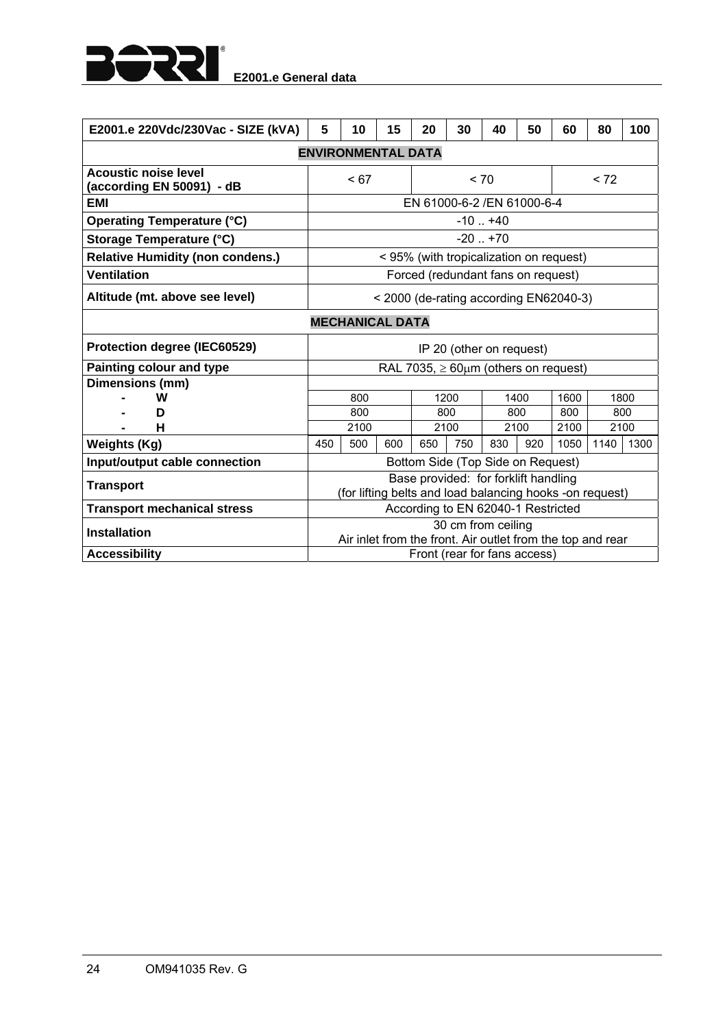| E2001.e 220Vdc/230Vac - SIZE (kVA) | 5 | 10 | 15 | 20 | 30 | 40 | 50 | 60 | 80 | 100 |
|---|---|---|---|---|---|---|---|---|---|---|
| **ENVIRONMENTAL DATA** | | | | | | | | | | |
| **Acoustic noise level (according EN 50091) - dB** | < 67 | | | < 70 | | | | < 72 | | |
| **EMI** | EN 61000-6-2 /EN 61000-6-4 | | | | | | | | | |
| **Operating Temperature (°C)** | -10 .. +40 | | | | | | | | | |
| **Storage Temperature (°C)** | -20 .. +70 | | | | | | | | | |
| **Relative Humidity (non condens.)** | < 95% (with tropicalization on request) | | | | | | | | | |
| **Ventilation** | Forced (redundant fans on request) | | | | | | | | | |
| **Altitude (mt. above see level)** | < 2000 (de-rating according EN62040-3) | | | | | | | | | |
| **MECHANICAL DATA** | | | | | | | | | | |
| **Protection degree (IEC60529)** | IP 20 (other on request) | | | | | | | | | |
| **Painting colour and type** | RAL 7035, ≥ 60μm (others on request) | | | | | | | | | |
| **Dimensions (mm)** | | | | | | | | | | |
| - W | 800 | | | 1200 | | 1400 | | 1600 | 1800 | |
| - D | 800 | | | 800 | | 800 | | 800 | 800 | |
| - H | 2100 | | | 2100 | | 2100 | | 2100 | 2100 | |
| **Weights (Kg)** | 450 | 500 | 600 | 650 | 750 | 830 | 920 | 1050 | 1140 | 1300 |
| **Input/output cable connection** | Bottom Side (Top Side on Request) | | | | | | | | | |
| **Transport** | Base provided: for forklift handling (for lifting belts and load balancing hooks -on request) | | | | | | | | | |
| **Transport mechanical stress** | According to EN 62040-1 Restricted | | | | | | | | | |
| **Installation** | 30 cm from ceiling Air inlet from the front. Air outlet from the top and rear | | | | | | | | | |
| **Accessibility** | Front (rear for fans access) | | | | | | | | | |